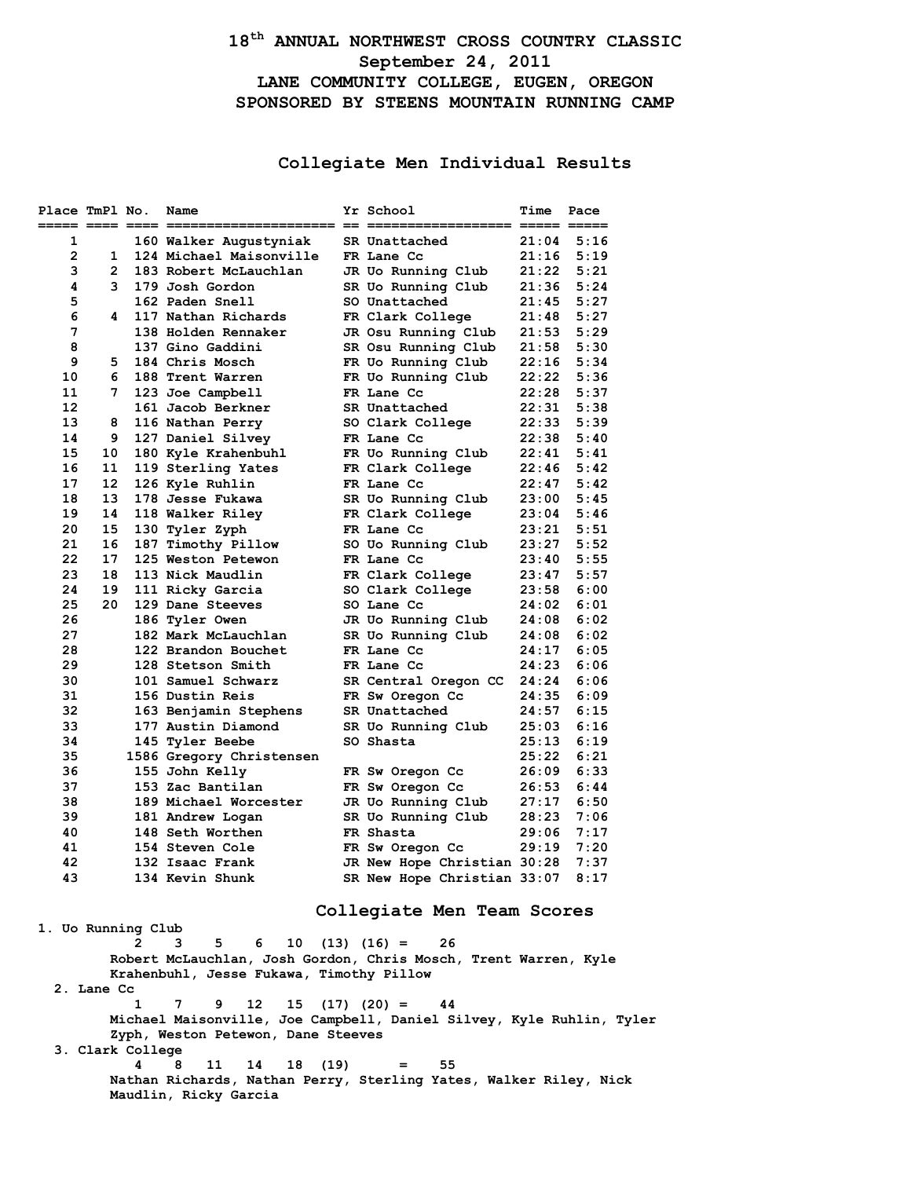# 18th ANNUAL NORTHWEST CROSS COUNTRY CLASSIC

## September 24, 2011

## LANE COMMUNITY COLLEGE, EUGEN, OREGON

## SPONSORED BY STEENS MOUNTAIN RUNNING CAMP

### Collegiate Men Individual Results

| Place | TmPl | No. | Name | Yr | School | Time | Pace |
|---|---|---|---|---|---|---|---|
| 1 | | 160 | Walker Augustyniak | SR | Unattached | 21:04 | 5:16 |
| 2 | 1 | 124 | Michael Maisonville | FR | Lane Cc | 21:16 | 5:19 |
| 3 | 2 | 183 | Robert McLauchlan | JR | Uo Running Club | 21:22 | 5:21 |
| 4 | 3 | 179 | Josh Gordon | SR | Uo Running Club | 21:36 | 5:24 |
| 5 | | 162 | Paden Snell | SO | Unattached | 21:45 | 5:27 |
| 6 | 4 | 117 | Nathan Richards | FR | Clark College | 21:48 | 5:27 |
| 7 | | 138 | Holden Rennaker | JR | Osu Running Club | 21:53 | 5:29 |
| 8 | | 137 | Gino Gaddini | SR | Osu Running Club | 21:58 | 5:30 |
| 9 | 5 | 184 | Chris Mosch | FR | Uo Running Club | 22:16 | 5:34 |
| 10 | 6 | 188 | Trent Warren | FR | Uo Running Club | 22:22 | 5:36 |
| 11 | 7 | 123 | Joe Campbell | FR | Lane Cc | 22:28 | 5:37 |
| 12 | | 161 | Jacob Berkner | SR | Unattached | 22:31 | 5:38 |
| 13 | 8 | 116 | Nathan Perry | SO | Clark College | 22:33 | 5:39 |
| 14 | 9 | 127 | Daniel Silvey | FR | Lane Cc | 22:38 | 5:40 |
| 15 | 10 | 180 | Kyle Krahenbuhl | FR | Uo Running Club | 22:41 | 5:41 |
| 16 | 11 | 119 | Sterling Yates | FR | Clark College | 22:46 | 5:42 |
| 17 | 12 | 126 | Kyle Ruhlin | FR | Lane Cc | 22:47 | 5:42 |
| 18 | 13 | 178 | Jesse Fukawa | SR | Uo Running Club | 23:00 | 5:45 |
| 19 | 14 | 118 | Walker Riley | FR | Clark College | 23:04 | 5:46 |
| 20 | 15 | 130 | Tyler Zyph | FR | Lane Cc | 23:21 | 5:51 |
| 21 | 16 | 187 | Timothy Pillow | SO | Uo Running Club | 23:27 | 5:52 |
| 22 | 17 | 125 | Weston Petewon | FR | Lane Cc | 23:40 | 5:55 |
| 23 | 18 | 113 | Nick Maudlin | FR | Clark College | 23:47 | 5:57 |
| 24 | 19 | 111 | Ricky Garcia | SO | Clark College | 23:58 | 6:00 |
| 25 | 20 | 129 | Dane Steeves | SO | Lane Cc | 24:02 | 6:01 |
| 26 | | 186 | Tyler Owen | JR | Uo Running Club | 24:08 | 6:02 |
| 27 | | 182 | Mark McLauchlan | SR | Uo Running Club | 24:08 | 6:02 |
| 28 | | 122 | Brandon Bouchet | FR | Lane Cc | 24:17 | 6:05 |
| 29 | | 128 | Stetson Smith | FR | Lane Cc | 24:23 | 6:06 |
| 30 | | 101 | Samuel Schwarz | SR | Central Oregon CC | 24:24 | 6:06 |
| 31 | | 156 | Dustin Reis | FR | Sw Oregon Cc | 24:35 | 6:09 |
| 32 | | 163 | Benjamin Stephens | SR | Unattached | 24:57 | 6:15 |
| 33 | | 177 | Austin Diamond | SR | Uo Running Club | 25:03 | 6:16 |
| 34 | | 145 | Tyler Beebe | SO | Shasta | 25:13 | 6:19 |
| 35 | | 1586 | Gregory Christensen | | | 25:22 | 6:21 |
| 36 | | 155 | John Kelly | FR | Sw Oregon Cc | 26:09 | 6:33 |
| 37 | | 153 | Zac Bantilan | FR | Sw Oregon Cc | 26:53 | 6:44 |
| 38 | | 189 | Michael Worcester | JR | Uo Running Club | 27:17 | 6:50 |
| 39 | | 181 | Andrew Logan | SR | Uo Running Club | 28:23 | 7:06 |
| 40 | | 148 | Seth Worthen | FR | Shasta | 29:06 | 7:17 |
| 41 | | 154 | Steven Cole | FR | Sw Oregon Cc | 29:19 | 7:20 |
| 42 | | 132 | Isaac Frank | JR | New Hope Christian | 30:28 | 7:37 |
| 43 | | 134 | Kevin Shunk | SR | New Hope Christian | 33:07 | 8:17 |

### Collegiate Men Team Scores

1. Uo Running Club
   2 3 5 6 10 (13) (16) = 26
   Robert McLauchlan, Josh Gordon, Chris Mosch, Trent Warren, Kyle Krahenbuhl, Jesse Fukawa, Timothy Pillow
2. Lane Cc
   1 7 9 12 15 (17) (20) = 44
   Michael Maisonville, Joe Campbell, Daniel Silvey, Kyle Ruhlin, Tyler Zyph, Weston Petewon, Dane Steeves
3. Clark College
   4 8 11 14 18 (19) = 55
   Nathan Richards, Nathan Perry, Sterling Yates, Walker Riley, Nick Maudlin, Ricky Garcia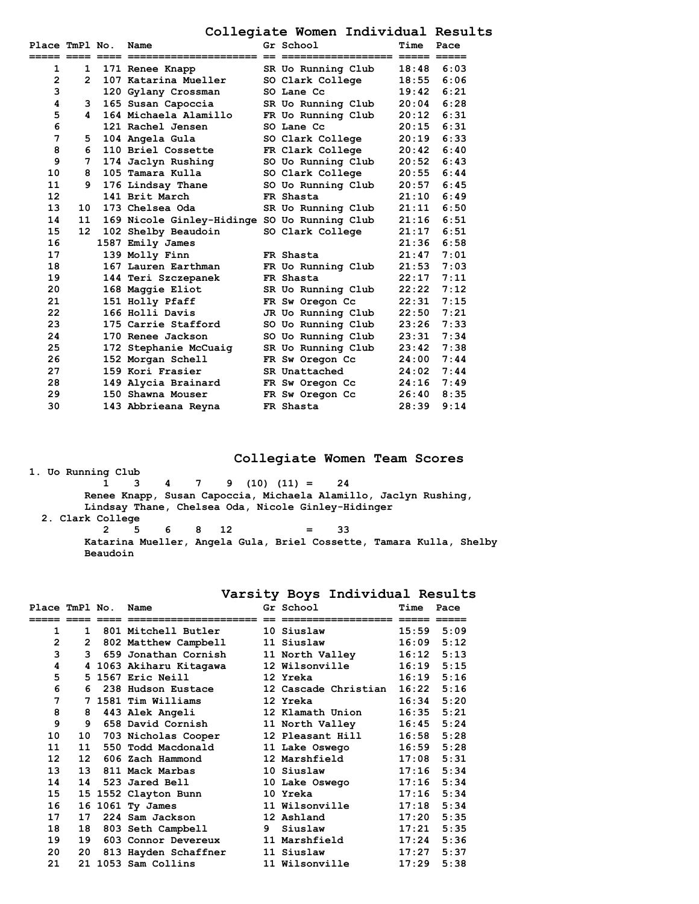## Collegiate Women Individual Results

| Place | TmPl | No. | Name | Gr | School | Time | Pace |
|---|---|---|---|---|---|---|---|
| 1 | 1 | 171 | Renee Knapp | SR | Uo Running Club | 18:48 | 6:03 |
| 2 | 2 | 107 | Katarina Mueller | SO | Clark College | 18:55 | 6:06 |
| 3 | | 120 | Gylany Crossman | SO | Lane Cc | 19:42 | 6:21 |
| 4 | 3 | 165 | Susan Capoccia | SR | Uo Running Club | 20:04 | 6:28 |
| 5 | 4 | 164 | Michaela Alamillo | FR | Uo Running Club | 20:12 | 6:31 |
| 6 | | 121 | Rachel Jensen | SO | Lane Cc | 20:15 | 6:31 |
| 7 | 5 | 104 | Angela Gula | SO | Clark College | 20:19 | 6:33 |
| 8 | 6 | 110 | Briel Cossette | FR | Clark College | 20:42 | 6:40 |
| 9 | 7 | 174 | Jaclyn Rushing | SO | Uo Running Club | 20:52 | 6:43 |
| 10 | 8 | 105 | Tamara Kulla | SO | Clark College | 20:55 | 6:44 |
| 11 | 9 | 176 | Lindsay Thane | SO | Uo Running Club | 20:57 | 6:45 |
| 12 | | 141 | Brit March | FR | Shasta | 21:10 | 6:49 |
| 13 | 10 | 173 | Chelsea Oda | SR | Uo Running Club | 21:11 | 6:50 |
| 14 | 11 | 169 | Nicole Ginley-Hidinge | SO | Uo Running Club | 21:16 | 6:51 |
| 15 | 12 | 102 | Shelby Beaudoin | SO | Clark College | 21:17 | 6:51 |
| 16 | | 1587 | Emily James | | | 21:36 | 6:58 |
| 17 | | 139 | Molly Finn | FR | Shasta | 21:47 | 7:01 |
| 18 | | 167 | Lauren Earthman | FR | Uo Running Club | 21:53 | 7:03 |
| 19 | | 144 | Teri Szczepanek | FR | Shasta | 22:17 | 7:11 |
| 20 | | 168 | Maggie Eliot | SR | Uo Running Club | 22:22 | 7:12 |
| 21 | | 151 | Holly Pfaff | FR | Sw Oregon Cc | 22:31 | 7:15 |
| 22 | | 166 | Holli Davis | JR | Uo Running Club | 22:50 | 7:21 |
| 23 | | 175 | Carrie Stafford | SO | Uo Running Club | 23:26 | 7:33 |
| 24 | | 170 | Renee Jackson | SO | Uo Running Club | 23:31 | 7:34 |
| 25 | | 172 | Stephanie McCuaig | SR | Uo Running Club | 23:42 | 7:38 |
| 26 | | 152 | Morgan Schell | FR | Sw Oregon Cc | 24:00 | 7:44 |
| 27 | | 159 | Kori Frasier | SR | Unattached | 24:02 | 7:44 |
| 28 | | 149 | Alycia Brainard | FR | Sw Oregon Cc | 24:16 | 7:49 |
| 29 | | 150 | Shawna Mouser | FR | Sw Oregon Cc | 26:40 | 8:35 |
| 30 | | 143 | Abbrieana Reyna | FR | Shasta | 28:39 | 9:14 |

## Collegiate Women Team Scores

1. Uo Running Club
   1 3 4 7 9 (10) (11) = 24
   Renee Knapp, Susan Capoccia, Michaela Alamillo, Jaclyn Rushing, Lindsay Thane, Chelsea Oda, Nicole Ginley-Hidinger
2. Clark College
   2 5 6 8 12 = 33
   Katarina Mueller, Angela Gula, Briel Cossette, Tamara Kulla, Shelby Beaudoin

## Varsity Boys Individual Results

| Place | TmPl | No. | Name | Gr | School | Time | Pace |
|---|---|---|---|---|---|---|---|
| 1 | 1 | 801 | Mitchell Butler | 10 | Siuslaw | 15:59 | 5:09 |
| 2 | 2 | 802 | Matthew Campbell | 11 | Siuslaw | 16:09 | 5:12 |
| 3 | 3 | 659 | Jonathan Cornish | 11 | North Valley | 16:12 | 5:13 |
| 4 | 4 | 1063 | Akiharu Kitagawa | 12 | Wilsonville | 16:19 | 5:15 |
| 5 | 5 | 1567 | Eric Neill | 12 | Yreka | 16:19 | 5:16 |
| 6 | 6 | 238 | Hudson Eustace | 12 | Cascade Christian | 16:22 | 5:16 |
| 7 | 7 | 1581 | Tim Williams | 12 | Yreka | 16:34 | 5:20 |
| 8 | 8 | 443 | Alek Angeli | 12 | Klamath Union | 16:35 | 5:21 |
| 9 | 9 | 658 | David Cornish | 11 | North Valley | 16:45 | 5:24 |
| 10 | 10 | 703 | Nicholas Cooper | 12 | Pleasant Hill | 16:58 | 5:28 |
| 11 | 11 | 550 | Todd Macdonald | 11 | Lake Oswego | 16:59 | 5:28 |
| 12 | 12 | 606 | Zach Hammond | 12 | Marshfield | 17:08 | 5:31 |
| 13 | 13 | 811 | Mack Marbas | 10 | Siuslaw | 17:16 | 5:34 |
| 14 | 14 | 523 | Jared Bell | 10 | Lake Oswego | 17:16 | 5:34 |
| 15 | 15 | 1552 | Clayton Bunn | 10 | Yreka | 17:16 | 5:34 |
| 16 | 16 | 1061 | Ty James | 11 | Wilsonville | 17:18 | 5:34 |
| 17 | 17 | 224 | Sam Jackson | 12 | Ashland | 17:20 | 5:35 |
| 18 | 18 | 803 | Seth Campbell | 9 | Siuslaw | 17:21 | 5:35 |
| 19 | 19 | 603 | Connor Devereux | 11 | Marshfield | 17:24 | 5:36 |
| 20 | 20 | 813 | Hayden Schaffner | 11 | Siuslaw | 17:27 | 5:37 |
| 21 | 21 | 1053 | Sam Collins | 11 | Wilsonville | 17:29 | 5:38 |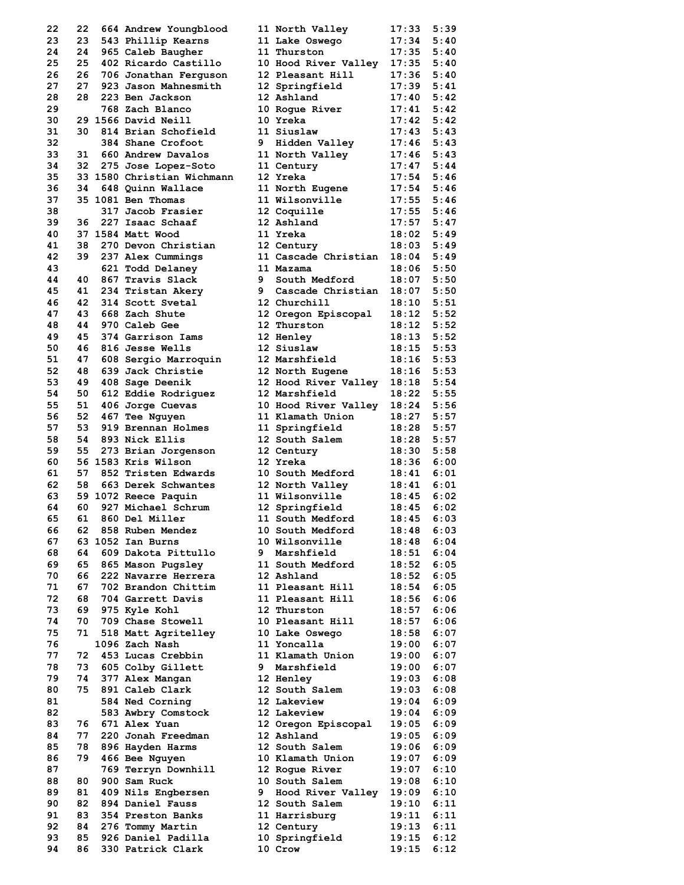| | | | | | | | |
|---|---|---|---|---|---|---|---|
| 22 | 22 | 664 | Andrew Youngblood | 11 | North Valley | 17:33 | 5:39 |
| 23 | 23 | 543 | Phillip Kearns | 11 | Lake Oswego | 17:34 | 5:40 |
| 24 | 24 | 965 | Caleb Baugher | 11 | Thurston | 17:35 | 5:40 |
| 25 | 25 | 402 | Ricardo Castillo | 10 | Hood River Valley | 17:35 | 5:40 |
| 26 | 26 | 706 | Jonathan Ferguson | 12 | Pleasant Hill | 17:36 | 5:40 |
| 27 | 27 | 923 | Jason Mahnesmith | 12 | Springfield | 17:39 | 5:41 |
| 28 | 28 | 223 | Ben Jackson | 12 | Ashland | 17:40 | 5:42 |
| 29 | | 768 | Zach Blanco | 10 | Rogue River | 17:41 | 5:42 |
| 30 | 29 | 1566 | David Neill | 10 | Yreka | 17:42 | 5:42 |
| 31 | 30 | 814 | Brian Schofield | 11 | Siuslaw | 17:43 | 5:43 |
| 32 | | 384 | Shane Crofoot | 9 | Hidden Valley | 17:46 | 5:43 |
| 33 | 31 | 660 | Andrew Davalos | 11 | North Valley | 17:46 | 5:43 |
| 34 | 32 | 275 | Jose Lopez-Soto | 11 | Century | 17:47 | 5:44 |
| 35 | 33 | 1580 | Christian Wichmann | 12 | Yreka | 17:54 | 5:46 |
| 36 | 34 | 648 | Quinn Wallace | 11 | North Eugene | 17:54 | 5:46 |
| 37 | 35 | 1081 | Ben Thomas | 11 | Wilsonville | 17:55 | 5:46 |
| 38 | | 317 | Jacob Frasier | 12 | Coquille | 17:55 | 5:46 |
| 39 | 36 | 227 | Isaac Schaaf | 12 | Ashland | 17:57 | 5:47 |
| 40 | 37 | 1584 | Matt Wood | 11 | Yreka | 18:02 | 5:49 |
| 41 | 38 | 270 | Devon Christian | 12 | Century | 18:03 | 5:49 |
| 42 | 39 | 237 | Alex Cummings | 11 | Cascade Christian | 18:04 | 5:49 |
| 43 | | 621 | Todd Delaney | 11 | Mazama | 18:06 | 5:50 |
| 44 | 40 | 867 | Travis Slack | 9 | South Medford | 18:07 | 5:50 |
| 45 | 41 | 234 | Tristan Akery | 9 | Cascade Christian | 18:07 | 5:50 |
| 46 | 42 | 314 | Scott Svetal | 12 | Churchill | 18:10 | 5:51 |
| 47 | 43 | 668 | Zach Shute | 12 | Oregon Episcopal | 18:12 | 5:52 |
| 48 | 44 | 970 | Caleb Gee | 12 | Thurston | 18:12 | 5:52 |
| 49 | 45 | 374 | Garrison Iams | 12 | Henley | 18:13 | 5:52 |
| 50 | 46 | 816 | Jesse Wells | 12 | Siuslaw | 18:15 | 5:53 |
| 51 | 47 | 608 | Sergio Marroquin | 12 | Marshfield | 18:16 | 5:53 |
| 52 | 48 | 639 | Jack Christie | 12 | North Eugene | 18:16 | 5:53 |
| 53 | 49 | 408 | Sage Deenik | 12 | Hood River Valley | 18:18 | 5:54 |
| 54 | 50 | 612 | Eddie Rodriguez | 12 | Marshfield | 18:22 | 5:55 |
| 55 | 51 | 406 | Jorge Cuevas | 10 | Hood River Valley | 18:24 | 5:56 |
| 56 | 52 | 467 | Tee Nguyen | 11 | Klamath Union | 18:27 | 5:57 |
| 57 | 53 | 919 | Brennan Holmes | 11 | Springfield | 18:28 | 5:57 |
| 58 | 54 | 893 | Nick Ellis | 12 | South Salem | 18:28 | 5:57 |
| 59 | 55 | 273 | Brian Jorgenson | 12 | Century | 18:30 | 5:58 |
| 60 | 56 | 1583 | Kris Wilson | 12 | Yreka | 18:36 | 6:00 |
| 61 | 57 | 852 | Tristen Edwards | 10 | South Medford | 18:41 | 6:01 |
| 62 | 58 | 663 | Derek Schwantes | 12 | North Valley | 18:41 | 6:01 |
| 63 | 59 | 1072 | Reece Paquin | 11 | Wilsonville | 18:45 | 6:02 |
| 64 | 60 | 927 | Michael Schrum | 12 | Springfield | 18:45 | 6:02 |
| 65 | 61 | 860 | Del Miller | 11 | South Medford | 18:45 | 6:03 |
| 66 | 62 | 858 | Ruben Mendez | 10 | South Medford | 18:48 | 6:03 |
| 67 | 63 | 1052 | Ian Burns | 10 | Wilsonville | 18:48 | 6:04 |
| 68 | 64 | 609 | Dakota Pittullo | 9 | Marshfield | 18:51 | 6:04 |
| 69 | 65 | 865 | Mason Pugsley | 11 | South Medford | 18:52 | 6:05 |
| 70 | 66 | 222 | Navarre Herrera | 12 | Ashland | 18:52 | 6:05 |
| 71 | 67 | 702 | Brandon Chittim | 11 | Pleasant Hill | 18:54 | 6:05 |
| 72 | 68 | 704 | Garrett Davis | 11 | Pleasant Hill | 18:56 | 6:06 |
| 73 | 69 | 975 | Kyle Kohl | 12 | Thurston | 18:57 | 6:06 |
| 74 | 70 | 709 | Chase Stowell | 10 | Pleasant Hill | 18:57 | 6:06 |
| 75 | 71 | 518 | Matt Agritelley | 10 | Lake Oswego | 18:58 | 6:07 |
| 76 | | 1096 | Zach Nash | 11 | Yoncalla | 19:00 | 6:07 |
| 77 | 72 | 453 | Lucas Crebbin | 11 | Klamath Union | 19:00 | 6:07 |
| 78 | 73 | 605 | Colby Gillett | 9 | Marshfield | 19:00 | 6:07 |
| 79 | 74 | 377 | Alex Mangan | 12 | Henley | 19:03 | 6:08 |
| 80 | 75 | 891 | Caleb Clark | 12 | South Salem | 19:03 | 6:08 |
| 81 | | 584 | Ned Corning | 12 | Lakeview | 19:04 | 6:09 |
| 82 | | 583 | Awbry Comstock | 12 | Lakeview | 19:04 | 6:09 |
| 83 | 76 | 671 | Alex Yuan | 12 | Oregon Episcopal | 19:05 | 6:09 |
| 84 | 77 | 220 | Jonah Freedman | 12 | Ashland | 19:05 | 6:09 |
| 85 | 78 | 896 | Hayden Harms | 12 | South Salem | 19:06 | 6:09 |
| 86 | 79 | 466 | Bee Nguyen | 10 | Klamath Union | 19:07 | 6:09 |
| 87 | | 769 | Terryn Downhill | 12 | Rogue River | 19:07 | 6:10 |
| 88 | 80 | 900 | Sam Ruck | 10 | South Salem | 19:08 | 6:10 |
| 89 | 81 | 409 | Nils Engbersen | 9 | Hood River Valley | 19:09 | 6:10 |
| 90 | 82 | 894 | Daniel Fauss | 12 | South Salem | 19:10 | 6:11 |
| 91 | 83 | 354 | Preston Banks | 11 | Harrisburg | 19:11 | 6:11 |
| 92 | 84 | 276 | Tommy Martin | 12 | Century | 19:13 | 6:11 |
| 93 | 85 | 926 | Daniel Padilla | 10 | Springfield | 19:15 | 6:12 |
| 94 | 86 | 330 | Patrick Clark | 10 | Crow | 19:15 | 6:12 |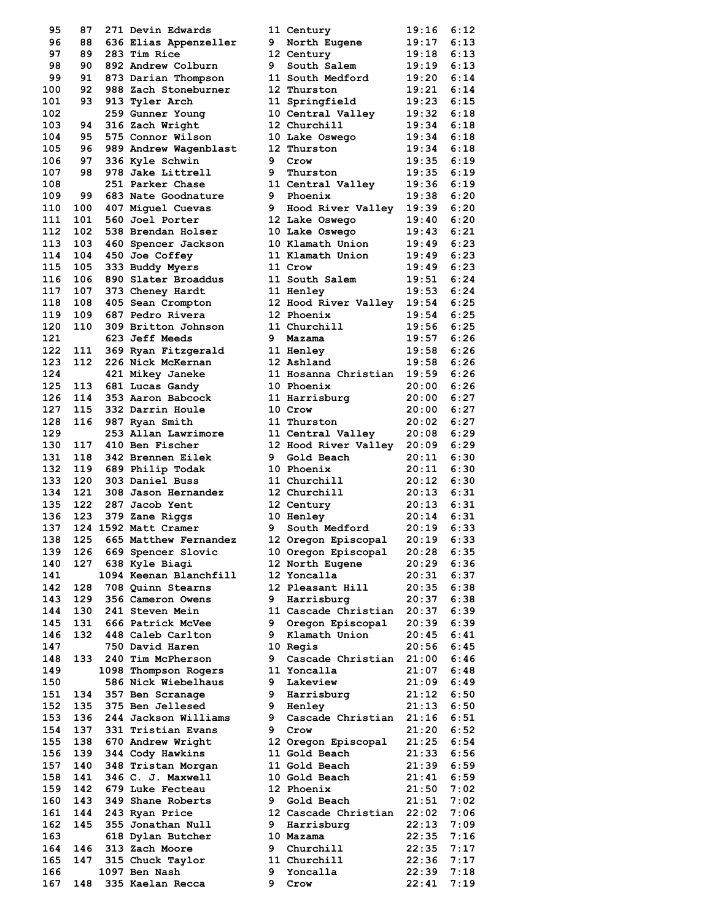| | | | | | | | |
|---|---|---|---|---|---|---|---|
| 95 | 87 | 271 | Devin Edwards | 11 | Century | 19:16 | 6:12 |
| 96 | 88 | 636 | Elias Appenzeller | 9 | North Eugene | 19:17 | 6:13 |
| 97 | 89 | 283 | Tim Rice | 12 | Century | 19:18 | 6:13 |
| 98 | 90 | 892 | Andrew Colburn | 9 | South Salem | 19:19 | 6:13 |
| 99 | 91 | 873 | Darian Thompson | 11 | South Medford | 19:20 | 6:14 |
| 100 | 92 | 988 | Zach Stoneburner | 12 | Thurston | 19:21 | 6:14 |
| 101 | 93 | 913 | Tyler Arch | 11 | Springfield | 19:23 | 6:15 |
| 102 | | 259 | Gunner Young | 10 | Central Valley | 19:32 | 6:18 |
| 103 | 94 | 316 | Zach Wright | 12 | Churchill | 19:34 | 6:18 |
| 104 | 95 | 575 | Connor Wilson | 10 | Lake Oswego | 19:34 | 6:18 |
| 105 | 96 | 989 | Andrew Wagenblast | 12 | Thurston | 19:34 | 6:18 |
| 106 | 97 | 336 | Kyle Schwin | 9 | Crow | 19:35 | 6:19 |
| 107 | 98 | 978 | Jake Littrell | 9 | Thurston | 19:35 | 6:19 |
| 108 | | 251 | Parker Chase | 11 | Central Valley | 19:36 | 6:19 |
| 109 | 99 | 683 | Nate Goodnature | 9 | Phoenix | 19:38 | 6:20 |
| 110 | 100 | 407 | Miguel Cuevas | 9 | Hood River Valley | 19:39 | 6:20 |
| 111 | 101 | 560 | Joel Porter | 12 | Lake Oswego | 19:40 | 6:20 |
| 112 | 102 | 538 | Brendan Holser | 10 | Lake Oswego | 19:43 | 6:21 |
| 113 | 103 | 460 | Spencer Jackson | 10 | Klamath Union | 19:49 | 6:23 |
| 114 | 104 | 450 | Joe Coffey | 11 | Klamath Union | 19:49 | 6:23 |
| 115 | 105 | 333 | Buddy Myers | 11 | Crow | 19:49 | 6:23 |
| 116 | 106 | 890 | Slater Broaddus | 11 | South Salem | 19:51 | 6:24 |
| 117 | 107 | 373 | Cheney Hardt | 11 | Henley | 19:53 | 6:24 |
| 118 | 108 | 405 | Sean Crompton | 12 | Hood River Valley | 19:54 | 6:25 |
| 119 | 109 | 687 | Pedro Rivera | 12 | Phoenix | 19:54 | 6:25 |
| 120 | 110 | 309 | Britton Johnson | 11 | Churchill | 19:56 | 6:25 |
| 121 | | 623 | Jeff Meeds | 9 | Mazama | 19:57 | 6:26 |
| 122 | 111 | 369 | Ryan Fitzgerald | 11 | Henley | 19:58 | 6:26 |
| 123 | 112 | 226 | Nick McKernan | 12 | Ashland | 19:58 | 6:26 |
| 124 | | 421 | Mikey Janeke | 11 | Hosanna Christian | 19:59 | 6:26 |
| 125 | 113 | 681 | Lucas Gandy | 10 | Phoenix | 20:00 | 6:26 |
| 126 | 114 | 353 | Aaron Babcock | 11 | Harrisburg | 20:00 | 6:27 |
| 127 | 115 | 332 | Darrin Houle | 10 | Crow | 20:00 | 6:27 |
| 128 | 116 | 987 | Ryan Smith | 11 | Thurston | 20:02 | 6:27 |
| 129 | | 253 | Allan Lawrimore | 11 | Central Valley | 20:08 | 6:29 |
| 130 | 117 | 410 | Ben Fischer | 12 | Hood River Valley | 20:09 | 6:29 |
| 131 | 118 | 342 | Brennen Eilek | 9 | Gold Beach | 20:11 | 6:30 |
| 132 | 119 | 689 | Philip Todak | 10 | Phoenix | 20:11 | 6:30 |
| 133 | 120 | 303 | Daniel Buss | 11 | Churchill | 20:12 | 6:30 |
| 134 | 121 | 308 | Jason Hernandez | 12 | Churchill | 20:13 | 6:31 |
| 135 | 122 | 287 | Jacob Yent | 12 | Century | 20:13 | 6:31 |
| 136 | 123 | 379 | Zane Riggs | 10 | Henley | 20:14 | 6:31 |
| 137 | 124 | 1592 | Matt Cramer | 9 | South Medford | 20:19 | 6:33 |
| 138 | 125 | 665 | Matthew Fernandez | 12 | Oregon Episcopal | 20:19 | 6:33 |
| 139 | 126 | 669 | Spencer Slovic | 10 | Oregon Episcopal | 20:28 | 6:35 |
| 140 | 127 | 638 | Kyle Biagi | 12 | North Eugene | 20:29 | 6:36 |
| 141 | | 1094 | Keenan Blanchfill | 12 | Yoncalla | 20:31 | 6:37 |
| 142 | 128 | 708 | Quinn Stearns | 12 | Pleasant Hill | 20:35 | 6:38 |
| 143 | 129 | 356 | Cameron Owens | 9 | Harrisburg | 20:37 | 6:38 |
| 144 | 130 | 241 | Steven Mein | 11 | Cascade Christian | 20:37 | 6:39 |
| 145 | 131 | 666 | Patrick McVee | 9 | Oregon Episcopal | 20:39 | 6:39 |
| 146 | 132 | 448 | Caleb Carlton | 9 | Klamath Union | 20:45 | 6:41 |
| 147 | | 750 | David Haren | 10 | Regis | 20:56 | 6:45 |
| 148 | 133 | 240 | Tim McPherson | 9 | Cascade Christian | 21:00 | 6:46 |
| 149 | | 1098 | Thompson Rogers | 11 | Yoncalla | 21:07 | 6:48 |
| 150 | | 586 | Nick Wiebelhaus | 9 | Lakeview | 21:09 | 6:49 |
| 151 | 134 | 357 | Ben Scranage | 9 | Harrisburg | 21:12 | 6:50 |
| 152 | 135 | 375 | Ben Jellesed | 9 | Henley | 21:13 | 6:50 |
| 153 | 136 | 244 | Jackson Williams | 9 | Cascade Christian | 21:16 | 6:51 |
| 154 | 137 | 331 | Tristian Evans | 9 | Crow | 21:20 | 6:52 |
| 155 | 138 | 670 | Andrew Wright | 12 | Oregon Episcopal | 21:25 | 6:54 |
| 156 | 139 | 344 | Cody Hawkins | 11 | Gold Beach | 21:33 | 6:56 |
| 157 | 140 | 348 | Tristan Morgan | 11 | Gold Beach | 21:39 | 6:59 |
| 158 | 141 | 346 | C. J. Maxwell | 10 | Gold Beach | 21:41 | 6:59 |
| 159 | 142 | 679 | Luke Fecteau | 12 | Phoenix | 21:50 | 7:02 |
| 160 | 143 | 349 | Shane Roberts | 9 | Gold Beach | 21:51 | 7:02 |
| 161 | 144 | 243 | Ryan Price | 12 | Cascade Christian | 22:02 | 7:06 |
| 162 | 145 | 355 | Jonathan Null | 9 | Harrisburg | 22:13 | 7:09 |
| 163 | | 618 | Dylan Butcher | 10 | Mazama | 22:35 | 7:16 |
| 164 | 146 | 313 | Zach Moore | 9 | Churchill | 22:35 | 7:17 |
| 165 | 147 | 315 | Chuck Taylor | 11 | Churchill | 22:36 | 7:17 |
| 166 | | 1097 | Ben Nash | 9 | Yoncalla | 22:39 | 7:18 |
| 167 | 148 | 335 | Kaelan Recca | 9 | Crow | 22:41 | 7:19 |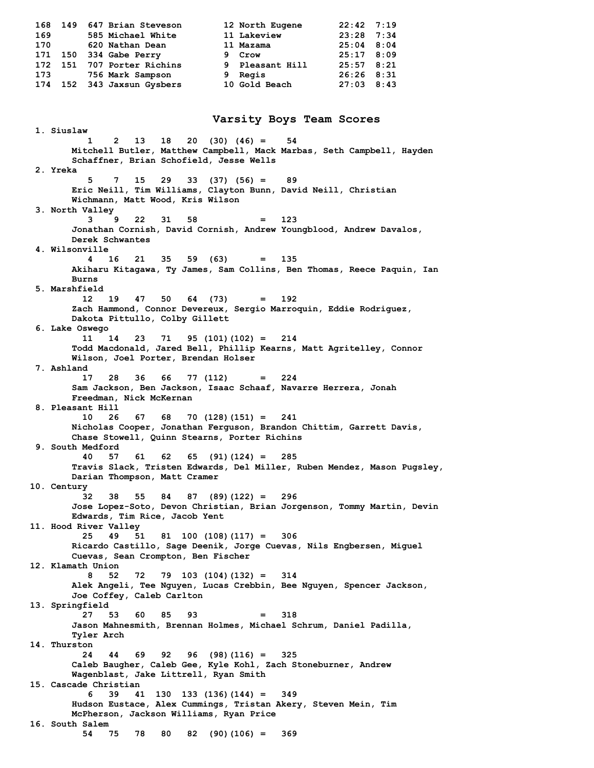| Place | Team Place | Bib | Name | Yr | School | Time | Pace |
|---|---|---|---|---|---|---|---|
| 168 | 149 | 647 | Brian Steveson | 12 | North Eugene | 22:42 | 7:19 |
| 169 | | 585 | Michael White | 11 | Lakeview | 23:28 | 7:34 |
| 170 | | 620 | Nathan Dean | 11 | Mazama | 25:04 | 8:04 |
| 171 | 150 | 334 | Gabe Perry | 9 | Crow | 25:17 | 8:09 |
| 172 | 151 | 707 | Porter Richins | 9 | Pleasant Hill | 25:57 | 8:21 |
| 173 | | 756 | Mark Sampson | 9 | Regis | 26:26 | 8:31 |
| 174 | 152 | 343 | Jaxsun Gysbers | 10 | Gold Beach | 27:03 | 8:43 |

## Varsity Boys Team Scores

1. Siuslaw
   1 2 13 18 20 (30) (46) = 54
   Mitchell Butler, Matthew Campbell, Mack Marbas, Seth Campbell, Hayden Schaffner, Brian Schofield, Jesse Wells
2. Yreka
   5 7 15 29 33 (37) (56) = 89
   Eric Neill, Tim Williams, Clayton Bunn, David Neill, Christian Wichmann, Matt Wood, Kris Wilson
3. North Valley
   3 9 22 31 58 = 123
   Jonathan Cornish, David Cornish, Andrew Youngblood, Andrew Davalos, Derek Schwantes
4. Wilsonville
   4 16 21 35 59 (63) = 135
   Akiharu Kitagawa, Ty James, Sam Collins, Ben Thomas, Reece Paquin, Ian Burns
5. Marshfield
   12 19 47 50 64 (73) = 192
   Zach Hammond, Connor Devereux, Sergio Marroquin, Eddie Rodriguez, Dakota Pittullo, Colby Gillett
6. Lake Oswego
   11 14 23 71 95 (101)(102) = 214
   Todd Macdonald, Jared Bell, Phillip Kearns, Matt Agritelley, Connor Wilson, Joel Porter, Brendan Holser
7. Ashland
   17 28 36 66 77 (112) = 224
   Sam Jackson, Ben Jackson, Isaac Schaaf, Navarre Herrera, Jonah Freedman, Nick McKernan
8. Pleasant Hill
   10 26 67 68 70 (128)(151) = 241
   Nicholas Cooper, Jonathan Ferguson, Brandon Chittim, Garrett Davis, Chase Stowell, Quinn Stearns, Porter Richins
9. South Medford
   40 57 61 62 65 (91)(124) = 285
   Travis Slack, Tristen Edwards, Del Miller, Ruben Mendez, Mason Pugsley, Darian Thompson, Matt Cramer
10. Century
    32 38 55 84 87 (89)(122) = 296
    Jose Lopez-Soto, Devon Christian, Brian Jorgenson, Tommy Martin, Devin Edwards, Tim Rice, Jacob Yent
11. Hood River Valley
    25 49 51 81 100 (108)(117) = 306
    Ricardo Castillo, Sage Deenik, Jorge Cuevas, Nils Engbersen, Miguel Cuevas, Sean Crompton, Ben Fischer
12. Klamath Union
    8 52 72 79 103 (104)(132) = 314
    Alek Angeli, Tee Nguyen, Lucas Crebbin, Bee Nguyen, Spencer Jackson, Joe Coffey, Caleb Carlton
13. Springfield
    27 53 60 85 93 = 318
    Jason Mahnesmith, Brennan Holmes, Michael Schrum, Daniel Padilla, Tyler Arch
14. Thurston
    24 44 69 92 96 (98)(116) = 325
    Caleb Baugher, Caleb Gee, Kyle Kohl, Zach Stoneburner, Andrew Wagenblast, Jake Littrell, Ryan Smith
15. Cascade Christian
    6 39 41 130 133 (136)(144) = 349
    Hudson Eustace, Alex Cummings, Tristan Akery, Steven Mein, Tim McPherson, Jackson Williams, Ryan Price
16. South Salem
    54 75 78 80 82 (90)(106) = 369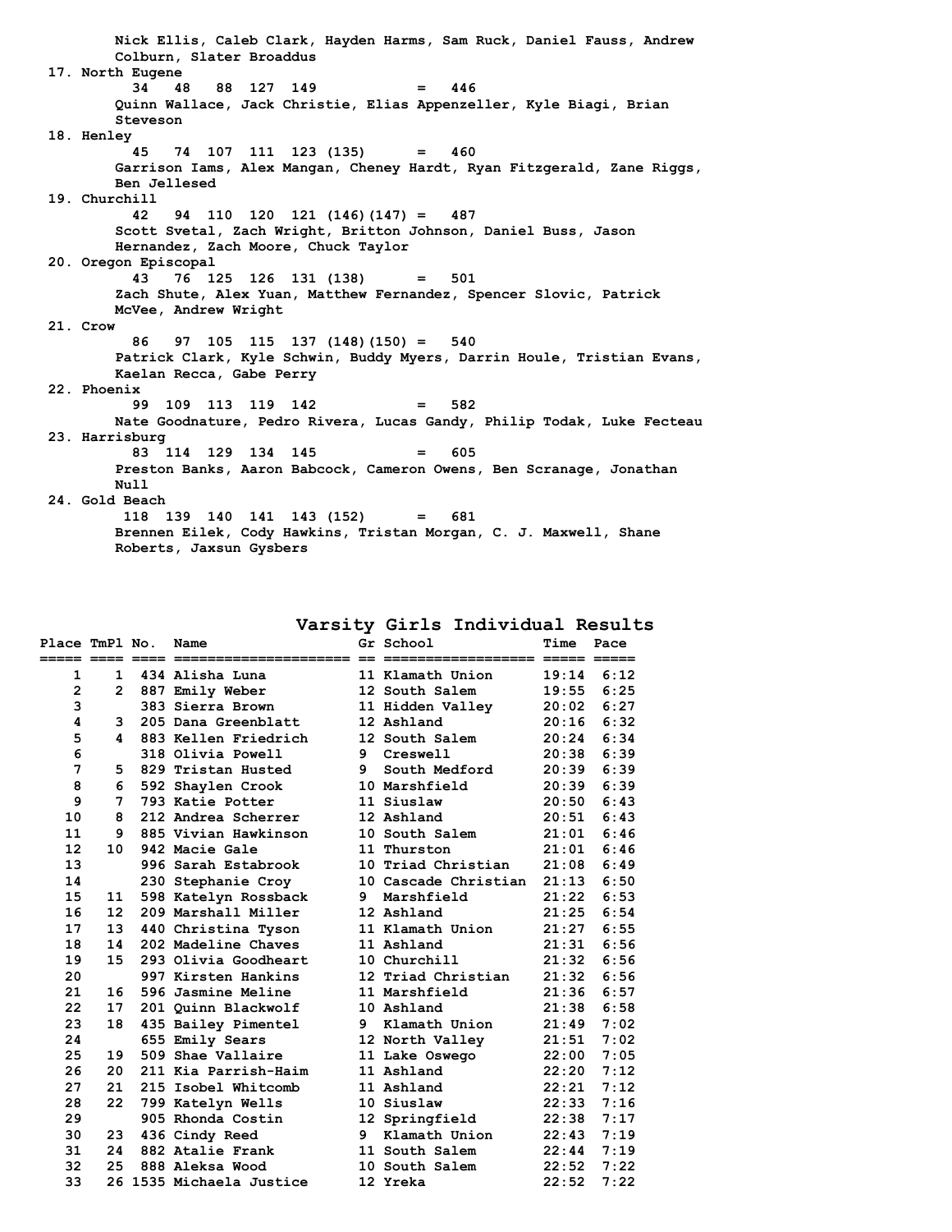Nick Ellis, Caleb Clark, Hayden Harms, Sam Ruck, Daniel Fauss, Andrew Colburn, Slater Broaddus

17. North Eugene
    34 48 88 127 149 = 446
    Quinn Wallace, Jack Christie, Elias Appenzeller, Kyle Biagi, Brian Steveson

18. Henley
    45 74 107 111 123 (135) = 460
    Garrison Iams, Alex Mangan, Cheney Hardt, Ryan Fitzgerald, Zane Riggs, Ben Jellesed

19. Churchill
    42 94 110 120 121 (146)(147) = 487
    Scott Svetal, Zach Wright, Britton Johnson, Daniel Buss, Jason Hernandez, Zach Moore, Chuck Taylor

20. Oregon Episcopal
    43 76 125 126 131 (138) = 501
    Zach Shute, Alex Yuan, Matthew Fernandez, Spencer Slovic, Patrick McVee, Andrew Wright

21. Crow
    86 97 105 115 137 (148)(150) = 540
    Patrick Clark, Kyle Schwin, Buddy Myers, Darrin Houle, Tristian Evans, Kaelan Recca, Gabe Perry

22. Phoenix
    99 109 113 119 142 = 582
    Nate Goodnature, Pedro Rivera, Lucas Gandy, Philip Todak, Luke Fecteau

23. Harrisburg
    83 114 129 134 145 = 605
    Preston Banks, Aaron Babcock, Cameron Owens, Ben Scranage, Jonathan Null

24. Gold Beach
    118 139 140 141 143 (152) = 681
    Brennen Eilek, Cody Hawkins, Tristan Morgan, C. J. Maxwell, Shane Roberts, Jaxsun Gysbers

## Varsity Girls Individual Results

| Place | TmPl | No. | Name | Gr | School | Time | Pace |
|---|---|---|---|---|---|---|---|
| 1 | 1 | 434 | Alisha Luna | 11 | Klamath Union | 19:14 | 6:12 |
| 2 | 2 | 887 | Emily Weber | 12 | South Salem | 19:55 | 6:25 |
| 3 | | 383 | Sierra Brown | 11 | Hidden Valley | 20:02 | 6:27 |
| 4 | 3 | 205 | Dana Greenblatt | 12 | Ashland | 20:16 | 6:32 |
| 5 | 4 | 883 | Kellen Friedrich | 12 | South Salem | 20:24 | 6:34 |
| 6 | | 318 | Olivia Powell | 9 | Creswell | 20:38 | 6:39 |
| 7 | 5 | 829 | Tristan Husted | 9 | South Medford | 20:39 | 6:39 |
| 8 | 6 | 592 | Shaylen Crook | 10 | Marshfield | 20:39 | 6:39 |
| 9 | 7 | 793 | Katie Potter | 11 | Siuslaw | 20:50 | 6:43 |
| 10 | 8 | 212 | Andrea Scherrer | 12 | Ashland | 20:51 | 6:43 |
| 11 | 9 | 885 | Vivian Hawkinson | 10 | South Salem | 21:01 | 6:46 |
| 12 | 10 | 942 | Macie Gale | 11 | Thurston | 21:01 | 6:46 |
| 13 | | 996 | Sarah Estabrook | 10 | Triad Christian | 21:08 | 6:49 |
| 14 | | 230 | Stephanie Croy | 10 | Cascade Christian | 21:13 | 6:50 |
| 15 | 11 | 598 | Katelyn Rossback | 9 | Marshfield | 21:22 | 6:53 |
| 16 | 12 | 209 | Marshall Miller | 12 | Ashland | 21:25 | 6:54 |
| 17 | 13 | 440 | Christina Tyson | 11 | Klamath Union | 21:27 | 6:55 |
| 18 | 14 | 202 | Madeline Chaves | 11 | Ashland | 21:31 | 6:56 |
| 19 | 15 | 293 | Olivia Goodheart | 10 | Churchill | 21:32 | 6:56 |
| 20 | | 997 | Kirsten Hankins | 12 | Triad Christian | 21:32 | 6:56 |
| 21 | 16 | 596 | Jasmine Meline | 11 | Marshfield | 21:36 | 6:57 |
| 22 | 17 | 201 | Quinn Blackwolf | 10 | Ashland | 21:38 | 6:58 |
| 23 | 18 | 435 | Bailey Pimentel | 9 | Klamath Union | 21:49 | 7:02 |
| 24 | | 655 | Emily Sears | 12 | North Valley | 21:51 | 7:02 |
| 25 | 19 | 509 | Shae Vallaire | 11 | Lake Oswego | 22:00 | 7:05 |
| 26 | 20 | 211 | Kia Parrish-Haim | 11 | Ashland | 22:20 | 7:12 |
| 27 | 21 | 215 | Isobel Whitcomb | 11 | Ashland | 22:21 | 7:12 |
| 28 | 22 | 799 | Katelyn Wells | 10 | Siuslaw | 22:33 | 7:16 |
| 29 | | 905 | Rhonda Costin | 12 | Springfield | 22:38 | 7:17 |
| 30 | 23 | 436 | Cindy Reed | 9 | Klamath Union | 22:43 | 7:19 |
| 31 | 24 | 882 | Atalie Frank | 11 | South Salem | 22:44 | 7:19 |
| 32 | 25 | 888 | Aleksa Wood | 10 | South Salem | 22:52 | 7:22 |
| 33 | 26 | 1535 | Michaela Justice | 12 | Yreka | 22:52 | 7:22 |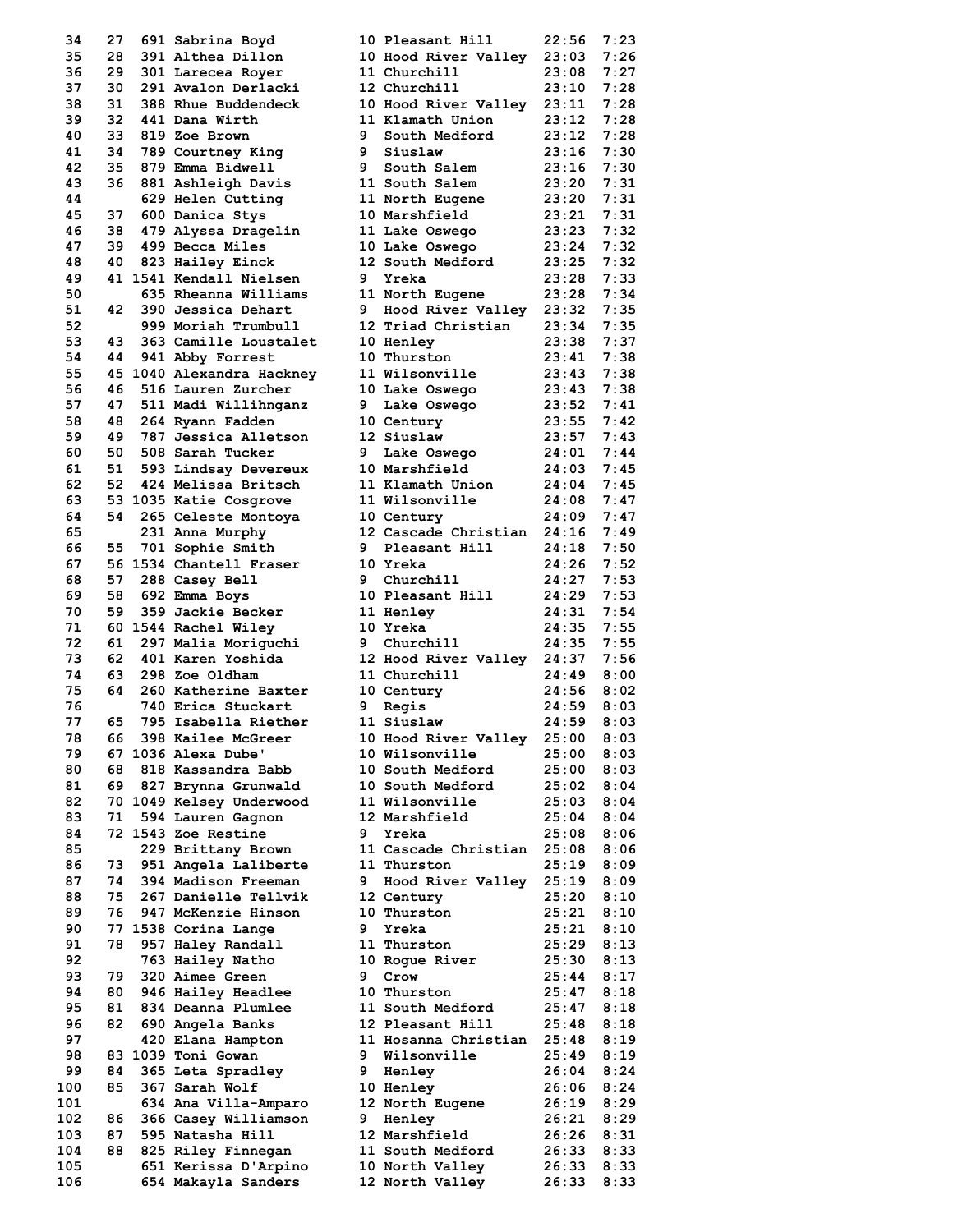| Place | Team Place | Bib | Name | Grade | School | Time | Pace |
|---|---|---|---|---|---|---|---|
| 34 | 27 | 691 | Sabrina Boyd | 10 | Pleasant Hill | 22:56 | 7:23 |
| 35 | 28 | 391 | Althea Dillon | 10 | Hood River Valley | 23:03 | 7:26 |
| 36 | 29 | 301 | Larecea Royer | 11 | Churchill | 23:08 | 7:27 |
| 37 | 30 | 291 | Avalon Derlacki | 12 | Churchill | 23:10 | 7:28 |
| 38 | 31 | 388 | Rhue Buddendeck | 10 | Hood River Valley | 23:11 | 7:28 |
| 39 | 32 | 441 | Dana Wirth | 11 | Klamath Union | 23:12 | 7:28 |
| 40 | 33 | 819 | Zoe Brown | 9 | South Medford | 23:12 | 7:28 |
| 41 | 34 | 789 | Courtney King | 9 | Siuslaw | 23:16 | 7:30 |
| 42 | 35 | 879 | Emma Bidwell | 9 | South Salem | 23:16 | 7:30 |
| 43 | 36 | 881 | Ashleigh Davis | 11 | South Salem | 23:20 | 7:31 |
| 44 | | 629 | Helen Cutting | 11 | North Eugene | 23:20 | 7:31 |
| 45 | 37 | 600 | Danica Stys | 10 | Marshfield | 23:21 | 7:31 |
| 46 | 38 | 479 | Alyssa Dragelin | 11 | Lake Oswego | 23:23 | 7:32 |
| 47 | 39 | 499 | Becca Miles | 10 | Lake Oswego | 23:24 | 7:32 |
| 48 | 40 | 823 | Hailey Einck | 12 | South Medford | 23:25 | 7:32 |
| 49 | 41 | 1541 | Kendall Nielsen | 9 | Yreka | 23:28 | 7:33 |
| 50 | | 635 | Rheanna Williams | 11 | North Eugene | 23:28 | 7:34 |
| 51 | 42 | 390 | Jessica Dehart | 9 | Hood River Valley | 23:32 | 7:35 |
| 52 | | 999 | Moriah Trumbull | 12 | Triad Christian | 23:34 | 7:35 |
| 53 | 43 | 363 | Camille Loustalet | 10 | Henley | 23:38 | 7:37 |
| 54 | 44 | 941 | Abby Forrest | 10 | Thurston | 23:41 | 7:38 |
| 55 | 45 | 1040 | Alexandra Hackney | 11 | Wilsonville | 23:43 | 7:38 |
| 56 | 46 | 516 | Lauren Zurcher | 10 | Lake Oswego | 23:43 | 7:38 |
| 57 | 47 | 511 | Madi Willihnganz | 9 | Lake Oswego | 23:52 | 7:41 |
| 58 | 48 | 264 | Ryann Fadden | 10 | Century | 23:55 | 7:42 |
| 59 | 49 | 787 | Jessica Alletson | 12 | Siuslaw | 23:57 | 7:43 |
| 60 | 50 | 508 | Sarah Tucker | 9 | Lake Oswego | 24:01 | 7:44 |
| 61 | 51 | 593 | Lindsay Devereux | 10 | Marshfield | 24:03 | 7:45 |
| 62 | 52 | 424 | Melissa Britsch | 11 | Klamath Union | 24:04 | 7:45 |
| 63 | 53 | 1035 | Katie Cosgrove | 11 | Wilsonville | 24:08 | 7:47 |
| 64 | 54 | 265 | Celeste Montoya | 10 | Century | 24:09 | 7:47 |
| 65 | | 231 | Anna Murphy | 12 | Cascade Christian | 24:16 | 7:49 |
| 66 | 55 | 701 | Sophie Smith | 9 | Pleasant Hill | 24:18 | 7:50 |
| 67 | 56 | 1534 | Chantell Fraser | 10 | Yreka | 24:26 | 7:52 |
| 68 | 57 | 288 | Casey Bell | 9 | Churchill | 24:27 | 7:53 |
| 69 | 58 | 692 | Emma Boys | 10 | Pleasant Hill | 24:29 | 7:53 |
| 70 | 59 | 359 | Jackie Becker | 11 | Henley | 24:31 | 7:54 |
| 71 | 60 | 1544 | Rachel Wiley | 10 | Yreka | 24:35 | 7:55 |
| 72 | 61 | 297 | Malia Moriguchi | 9 | Churchill | 24:35 | 7:55 |
| 73 | 62 | 401 | Karen Yoshida | 12 | Hood River Valley | 24:37 | 7:56 |
| 74 | 63 | 298 | Zoe Oldham | 11 | Churchill | 24:49 | 8:00 |
| 75 | 64 | 260 | Katherine Baxter | 10 | Century | 24:56 | 8:02 |
| 76 | | 740 | Erica Stuckart | 9 | Regis | 24:59 | 8:03 |
| 77 | 65 | 795 | Isabella Riether | 11 | Siuslaw | 24:59 | 8:03 |
| 78 | 66 | 398 | Kailee McGreer | 10 | Hood River Valley | 25:00 | 8:03 |
| 79 | 67 | 1036 | Alexa Dube' | 10 | Wilsonville | 25:00 | 8:03 |
| 80 | 68 | 818 | Kassandra Babb | 10 | South Medford | 25:00 | 8:03 |
| 81 | 69 | 827 | Brynna Grunwald | 10 | South Medford | 25:02 | 8:04 |
| 82 | 70 | 1049 | Kelsey Underwood | 11 | Wilsonville | 25:03 | 8:04 |
| 83 | 71 | 594 | Lauren Gagnon | 12 | Marshfield | 25:04 | 8:04 |
| 84 | 72 | 1543 | Zoe Restine | 9 | Yreka | 25:08 | 8:06 |
| 85 | | 229 | Brittany Brown | 11 | Cascade Christian | 25:08 | 8:06 |
| 86 | 73 | 951 | Angela Laliberte | 11 | Thurston | 25:19 | 8:09 |
| 87 | 74 | 394 | Madison Freeman | 9 | Hood River Valley | 25:19 | 8:09 |
| 88 | 75 | 267 | Danielle Tellvik | 12 | Century | 25:20 | 8:10 |
| 89 | 76 | 947 | McKenzie Hinson | 10 | Thurston | 25:21 | 8:10 |
| 90 | 77 | 1538 | Corina Lange | 9 | Yreka | 25:21 | 8:10 |
| 91 | 78 | 957 | Haley Randall | 11 | Thurston | 25:29 | 8:13 |
| 92 | | 763 | Hailey Natho | 10 | Rogue River | 25:30 | 8:13 |
| 93 | 79 | 320 | Aimee Green | 9 | Crow | 25:44 | 8:17 |
| 94 | 80 | 946 | Hailey Headlee | 10 | Thurston | 25:47 | 8:18 |
| 95 | 81 | 834 | Deanna Plumlee | 11 | South Medford | 25:47 | 8:18 |
| 96 | 82 | 690 | Angela Banks | 12 | Pleasant Hill | 25:48 | 8:18 |
| 97 | | 420 | Elana Hampton | 11 | Hosanna Christian | 25:48 | 8:19 |
| 98 | 83 | 1039 | Toni Gowan | 9 | Wilsonville | 25:49 | 8:19 |
| 99 | 84 | 365 | Leta Spradley | 9 | Henley | 26:04 | 8:24 |
| 100 | 85 | 367 | Sarah Wolf | 10 | Henley | 26:06 | 8:24 |
| 101 | | 634 | Ana Villa-Amparo | 12 | North Eugene | 26:19 | 8:29 |
| 102 | 86 | 366 | Casey Williamson | 9 | Henley | 26:21 | 8:29 |
| 103 | 87 | 595 | Natasha Hill | 12 | Marshfield | 26:26 | 8:31 |
| 104 | 88 | 825 | Riley Finnegan | 11 | South Medford | 26:33 | 8:33 |
| 105 | | 651 | Kerissa D'Arpino | 10 | North Valley | 26:33 | 8:33 |
| 106 | | 654 | Makayla Sanders | 12 | North Valley | 26:33 | 8:33 |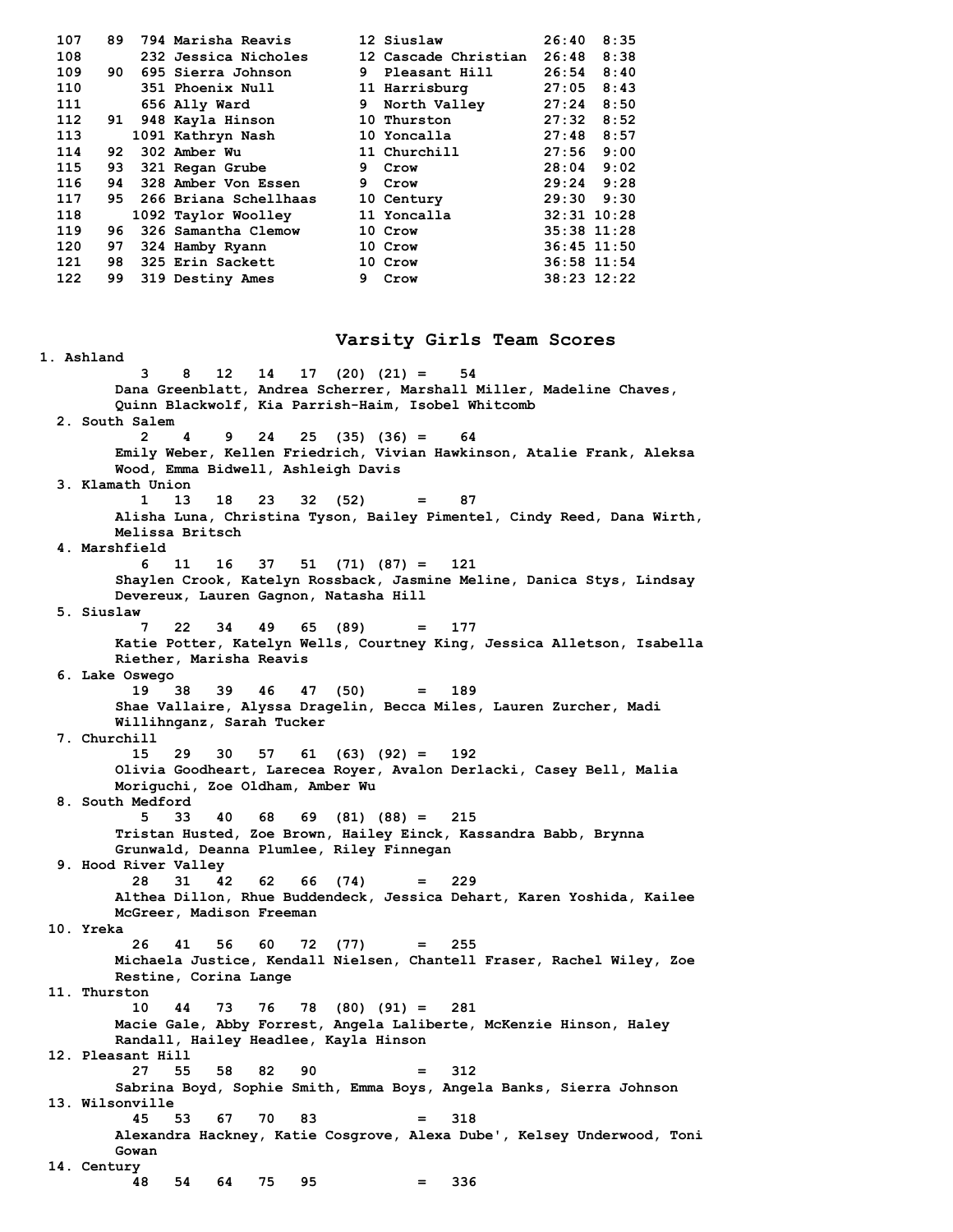| Place | Team Place | No. | Name | Yr | School | Time | Pace |
|---|---|---|---|---|---|---|---|
| 107 | 89 | 794 | Marisha Reavis | 12 | Siuslaw | 26:40 | 8:35 |
| 108 | | 232 | Jessica Nicholes | 12 | Cascade Christian | 26:48 | 8:38 |
| 109 | 90 | 695 | Sierra Johnson | 9 | Pleasant Hill | 26:54 | 8:40 |
| 110 | | 351 | Phoenix Null | 11 | Harrisburg | 27:05 | 8:43 |
| 111 | | 656 | Ally Ward | 9 | North Valley | 27:24 | 8:50 |
| 112 | 91 | 948 | Kayla Hinson | 10 | Thurston | 27:32 | 8:52 |
| 113 | | 1091 | Kathryn Nash | 10 | Yoncalla | 27:48 | 8:57 |
| 114 | 92 | 302 | Amber Wu | 11 | Churchill | 27:56 | 9:00 |
| 115 | 93 | 321 | Regan Grube | 9 | Crow | 28:04 | 9:02 |
| 116 | 94 | 328 | Amber Von Essen | 9 | Crow | 29:24 | 9:28 |
| 117 | 95 | 266 | Briana Schellhaas | 10 | Century | 29:30 | 9:30 |
| 118 | | 1092 | Taylor Woolley | 11 | Yoncalla | 32:31 | 10:28 |
| 119 | 96 | 326 | Samantha Clemow | 10 | Crow | 35:38 | 11:28 |
| 120 | 97 | 324 | Hamby Ryann | 10 | Crow | 36:45 | 11:50 |
| 121 | 98 | 325 | Erin Sackett | 10 | Crow | 36:58 | 11:54 |
| 122 | 99 | 319 | Destiny Ames | 9 | Crow | 38:23 | 12:22 |

## Varsity Girls Team Scores

1. Ashland
   3 8 12 14 17 (20) (21) = 54
   Dana Greenblatt, Andrea Scherrer, Marshall Miller, Madeline Chaves, Quinn Blackwolf, Kia Parrish-Haim, Isobel Whitcomb
2. South Salem
   2 4 9 24 25 (35) (36) = 64
   Emily Weber, Kellen Friedrich, Vivian Hawkinson, Atalie Frank, Aleksa Wood, Emma Bidwell, Ashleigh Davis
3. Klamath Union
   1 13 18 23 32 (52) = 87
   Alisha Luna, Christina Tyson, Bailey Pimentel, Cindy Reed, Dana Wirth, Melissa Britsch
4. Marshfield
   6 11 16 37 51 (71) (87) = 121
   Shaylen Crook, Katelyn Rossback, Jasmine Meline, Danica Stys, Lindsay Devereux, Lauren Gagnon, Natasha Hill
5. Siuslaw
   7 22 34 49 65 (89) = 177
   Katie Potter, Katelyn Wells, Courtney King, Jessica Alletson, Isabella Riether, Marisha Reavis
6. Lake Oswego
   19 38 39 46 47 (50) = 189
   Shae Vallaire, Alyssa Dragelin, Becca Miles, Lauren Zurcher, Madi Willihnganz, Sarah Tucker
7. Churchill
   15 29 30 57 61 (63) (92) = 192
   Olivia Goodheart, Larecea Royer, Avalon Derlacki, Casey Bell, Malia Moriguchi, Zoe Oldham, Amber Wu
8. South Medford
   5 33 40 68 69 (81) (88) = 215
   Tristan Husted, Zoe Brown, Hailey Einck, Kassandra Babb, Brynna Grunwald, Deanna Plumlee, Riley Finnegan
9. Hood River Valley
   28 31 42 62 66 (74) = 229
   Althea Dillon, Rhue Buddendeck, Jessica Dehart, Karen Yoshida, Kailee McGreer, Madison Freeman
10. Yreka
    26 41 56 60 72 (77) = 255
    Michaela Justice, Kendall Nielsen, Chantell Fraser, Rachel Wiley, Zoe Restine, Corina Lange
11. Thurston
    10 44 73 76 78 (80) (91) = 281
    Macie Gale, Abby Forrest, Angela Laliberte, McKenzie Hinson, Haley Randall, Hailey Headlee, Kayla Hinson
12. Pleasant Hill
    27 55 58 82 90 = 312
    Sabrina Boyd, Sophie Smith, Emma Boys, Angela Banks, Sierra Johnson
13. Wilsonville
    45 53 67 70 83 = 318
    Alexandra Hackney, Katie Cosgrove, Alexa Dube', Kelsey Underwood, Toni Gowan
14. Century
    48 54 64 75 95 = 336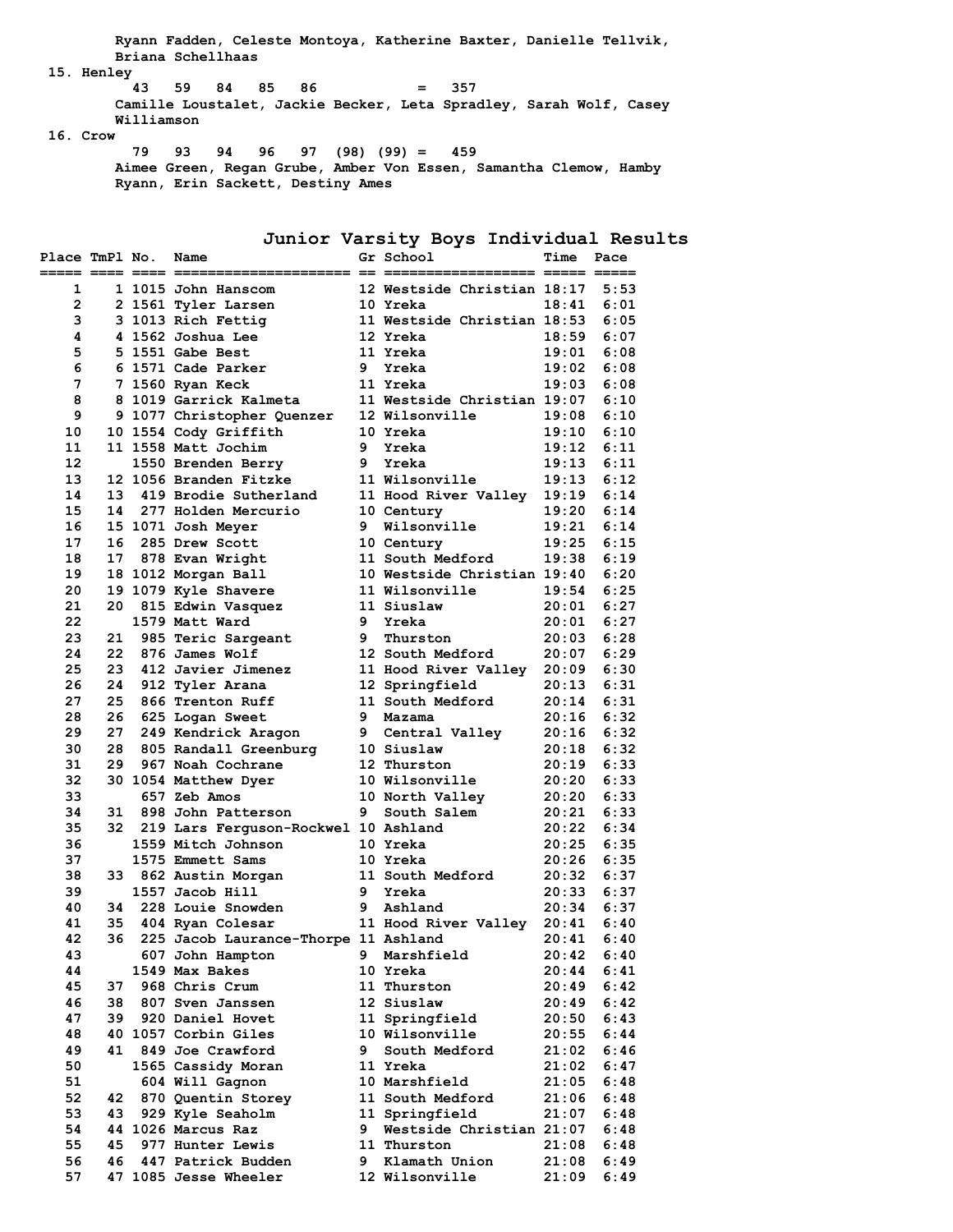Ryann Fadden, Celeste Montoya, Katherine Baxter, Danielle Tellvik, Briana Schellhaas

15. Henley
  43   59   84   85   86            =   357
Camille Loustalet, Jackie Becker, Leta Spradley, Sarah Wolf, Casey Williamson

16. Crow
  79   93   94   96   97  (98) (99) =   459
Aimee Green, Regan Grube, Amber Von Essen, Samantha Clemow, Hamby Ryann, Erin Sackett, Destiny Ames

## Junior Varsity Boys Individual Results

| Place | TmPl | No. | Name | Gr | School | Time | Pace |
|---|---|---|---|---|---|---|---|
| 1 | 1 | 1015 | John Hanscom | 12 | Westside Christian | 18:17 | 5:53 |
| 2 | 2 | 1561 | Tyler Larsen | 10 | Yreka | 18:41 | 6:01 |
| 3 | 3 | 1013 | Rich Fettig | 11 | Westside Christian | 18:53 | 6:05 |
| 4 | 4 | 1562 | Joshua Lee | 12 | Yreka | 18:59 | 6:07 |
| 5 | 5 | 1551 | Gabe Best | 11 | Yreka | 19:01 | 6:08 |
| 6 | 6 | 1571 | Cade Parker | 9 | Yreka | 19:02 | 6:08 |
| 7 | 7 | 1560 | Ryan Keck | 11 | Yreka | 19:03 | 6:08 |
| 8 | 8 | 1019 | Garrick Kalmeta | 11 | Westside Christian | 19:07 | 6:10 |
| 9 | 9 | 1077 | Christopher Quenzer | 12 | Wilsonville | 19:08 | 6:10 |
| 10 | 10 | 1554 | Cody Griffith | 10 | Yreka | 19:10 | 6:10 |
| 11 | 11 | 1558 | Matt Jochim | 9 | Yreka | 19:12 | 6:11 |
| 12 | | 1550 | Brenden Berry | 9 | Yreka | 19:13 | 6:11 |
| 13 | 12 | 1056 | Branden Fitzke | 11 | Wilsonville | 19:13 | 6:12 |
| 14 | 13 | 419 | Brodie Sutherland | 11 | Hood River Valley | 19:19 | 6:14 |
| 15 | 14 | 277 | Holden Mercurio | 10 | Century | 19:20 | 6:14 |
| 16 | 15 | 1071 | Josh Meyer | 9 | Wilsonville | 19:21 | 6:14 |
| 17 | 16 | 285 | Drew Scott | 10 | Century | 19:25 | 6:15 |
| 18 | 17 | 878 | Evan Wright | 11 | South Medford | 19:38 | 6:19 |
| 19 | 18 | 1012 | Morgan Ball | 10 | Westside Christian | 19:40 | 6:20 |
| 20 | 19 | 1079 | Kyle Shavere | 11 | Wilsonville | 19:54 | 6:25 |
| 21 | 20 | 815 | Edwin Vasquez | 11 | Siuslaw | 20:01 | 6:27 |
| 22 | | 1579 | Matt Ward | 9 | Yreka | 20:01 | 6:27 |
| 23 | 21 | 985 | Teric Sargeant | 9 | Thurston | 20:03 | 6:28 |
| 24 | 22 | 876 | James Wolf | 12 | South Medford | 20:07 | 6:29 |
| 25 | 23 | 412 | Javier Jimenez | 11 | Hood River Valley | 20:09 | 6:30 |
| 26 | 24 | 912 | Tyler Arana | 12 | Springfield | 20:13 | 6:31 |
| 27 | 25 | 866 | Trenton Ruff | 11 | South Medford | 20:14 | 6:31 |
| 28 | 26 | 625 | Logan Sweet | 9 | Mazama | 20:16 | 6:32 |
| 29 | 27 | 249 | Kendrick Aragon | 9 | Central Valley | 20:16 | 6:32 |
| 30 | 28 | 805 | Randall Greenburg | 10 | Siuslaw | 20:18 | 6:32 |
| 31 | 29 | 967 | Noah Cochrane | 12 | Thurston | 20:19 | 6:33 |
| 32 | 30 | 1054 | Matthew Dyer | 10 | Wilsonville | 20:20 | 6:33 |
| 33 | | 657 | Zeb Amos | 10 | North Valley | 20:20 | 6:33 |
| 34 | 31 | 898 | John Patterson | 9 | South Salem | 20:21 | 6:33 |
| 35 | 32 | 219 | Lars Ferguson-Rockwel | 10 | Ashland | 20:22 | 6:34 |
| 36 | | 1559 | Mitch Johnson | 10 | Yreka | 20:25 | 6:35 |
| 37 | | 1575 | Emmett Sams | 10 | Yreka | 20:26 | 6:35 |
| 38 | 33 | 862 | Austin Morgan | 11 | South Medford | 20:32 | 6:37 |
| 39 | | 1557 | Jacob Hill | 9 | Yreka | 20:33 | 6:37 |
| 40 | 34 | 228 | Louie Snowden | 9 | Ashland | 20:34 | 6:37 |
| 41 | 35 | 404 | Ryan Colesar | 11 | Hood River Valley | 20:41 | 6:40 |
| 42 | 36 | 225 | Jacob Laurance-Thorpe | 11 | Ashland | 20:41 | 6:40 |
| 43 | | 607 | John Hampton | 9 | Marshfield | 20:42 | 6:40 |
| 44 | | 1549 | Max Bakes | 10 | Yreka | 20:44 | 6:41 |
| 45 | 37 | 968 | Chris Crum | 11 | Thurston | 20:49 | 6:42 |
| 46 | 38 | 807 | Sven Janssen | 12 | Siuslaw | 20:49 | 6:42 |
| 47 | 39 | 920 | Daniel Hovet | 11 | Springfield | 20:50 | 6:43 |
| 48 | 40 | 1057 | Corbin Giles | 10 | Wilsonville | 20:55 | 6:44 |
| 49 | 41 | 849 | Joe Crawford | 9 | South Medford | 21:02 | 6:46 |
| 50 | | 1565 | Cassidy Moran | 11 | Yreka | 21:02 | 6:47 |
| 51 | | 604 | Will Gagnon | 10 | Marshfield | 21:05 | 6:48 |
| 52 | 42 | 870 | Quentin Storey | 11 | South Medford | 21:06 | 6:48 |
| 53 | 43 | 929 | Kyle Seaholm | 11 | Springfield | 21:07 | 6:48 |
| 54 | 44 | 1026 | Marcus Raz | 9 | Westside Christian | 21:07 | 6:48 |
| 55 | 45 | 977 | Hunter Lewis | 11 | Thurston | 21:08 | 6:48 |
| 56 | 46 | 447 | Patrick Budden | 9 | Klamath Union | 21:08 | 6:49 |
| 57 | 47 | 1085 | Jesse Wheeler | 12 | Wilsonville | 21:09 | 6:49 |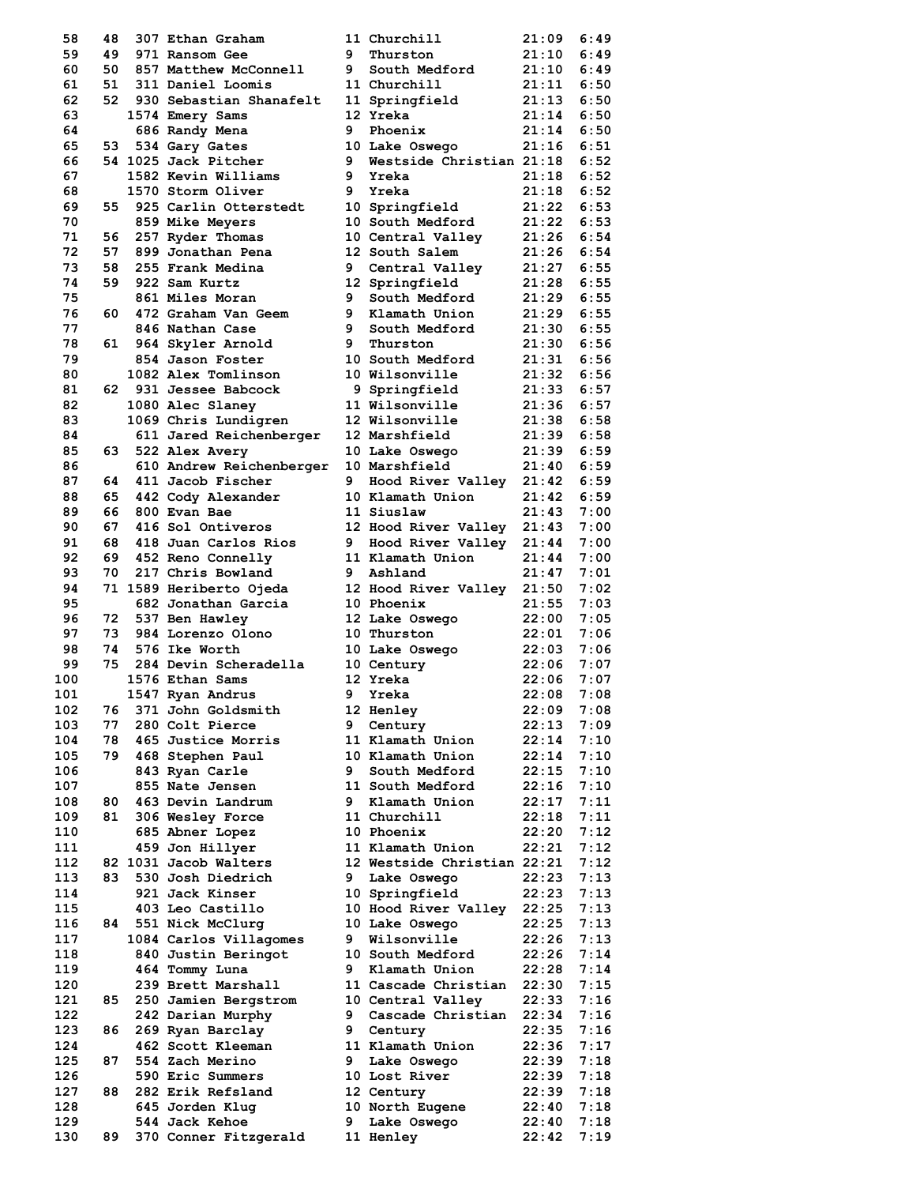| Place | Team Place | Bib | Name | Yr | School | Time | Pace |
|---|---|---|---|---|---|---|---|
| 58 | 48 | 307 | Ethan Graham | 11 | Churchill | 21:09 | 6:49 |
| 59 | 49 | 971 | Ransom Gee | 9 | Thurston | 21:10 | 6:49 |
| 60 | 50 | 857 | Matthew McConnell | 9 | South Medford | 21:10 | 6:49 |
| 61 | 51 | 311 | Daniel Loomis | 11 | Churchill | 21:11 | 6:50 |
| 62 | 52 | 930 | Sebastian Shanafelt | 11 | Springfield | 21:13 | 6:50 |
| 63 | | 1574 | Emery Sams | 12 | Yreka | 21:14 | 6:50 |
| 64 | | 686 | Randy Mena | 9 | Phoenix | 21:14 | 6:50 |
| 65 | 53 | 534 | Gary Gates | 10 | Lake Oswego | 21:16 | 6:51 |
| 66 | 54 | 1025 | Jack Pitcher | 9 | Westside Christian | 21:18 | 6:52 |
| 67 | | 1582 | Kevin Williams | 9 | Yreka | 21:18 | 6:52 |
| 68 | | 1570 | Storm Oliver | 9 | Yreka | 21:18 | 6:52 |
| 69 | 55 | 925 | Carlin Otterstedt | 10 | Springfield | 21:22 | 6:53 |
| 70 | | 859 | Mike Meyers | 10 | South Medford | 21:22 | 6:53 |
| 71 | 56 | 257 | Ryder Thomas | 10 | Central Valley | 21:26 | 6:54 |
| 72 | 57 | 899 | Jonathan Pena | 12 | South Salem | 21:26 | 6:54 |
| 73 | 58 | 255 | Frank Medina | 9 | Central Valley | 21:27 | 6:55 |
| 74 | 59 | 922 | Sam Kurtz | 12 | Springfield | 21:28 | 6:55 |
| 75 | | 861 | Miles Moran | 9 | South Medford | 21:29 | 6:55 |
| 76 | 60 | 472 | Graham Van Geem | 9 | Klamath Union | 21:29 | 6:55 |
| 77 | | 846 | Nathan Case | 9 | South Medford | 21:30 | 6:55 |
| 78 | 61 | 964 | Skyler Arnold | 9 | Thurston | 21:30 | 6:56 |
| 79 | | 854 | Jason Foster | 10 | South Medford | 21:31 | 6:56 |
| 80 | | 1082 | Alex Tomlinson | 10 | Wilsonville | 21:32 | 6:56 |
| 81 | 62 | 931 | Jessee Babcock | 9 | Springfield | 21:33 | 6:57 |
| 82 | | 1080 | Alec Slaney | 11 | Wilsonville | 21:36 | 6:57 |
| 83 | | 1069 | Chris Lundigren | 12 | Wilsonville | 21:38 | 6:58 |
| 84 | | 611 | Jared Reichenberger | 12 | Marshfield | 21:39 | 6:58 |
| 85 | 63 | 522 | Alex Avery | 10 | Lake Oswego | 21:39 | 6:59 |
| 86 | | 610 | Andrew Reichenberger | 10 | Marshfield | 21:40 | 6:59 |
| 87 | 64 | 411 | Jacob Fischer | 9 | Hood River Valley | 21:42 | 6:59 |
| 88 | 65 | 442 | Cody Alexander | 10 | Klamath Union | 21:42 | 6:59 |
| 89 | 66 | 800 | Evan Bae | 11 | Siuslaw | 21:43 | 7:00 |
| 90 | 67 | 416 | Sol Ontiveros | 12 | Hood River Valley | 21:43 | 7:00 |
| 91 | 68 | 418 | Juan Carlos Rios | 9 | Hood River Valley | 21:44 | 7:00 |
| 92 | 69 | 452 | Reno Connelly | 11 | Klamath Union | 21:44 | 7:00 |
| 93 | 70 | 217 | Chris Bowland | 9 | Ashland | 21:47 | 7:01 |
| 94 | 71 | 1589 | Heriberto Ojeda | 12 | Hood River Valley | 21:50 | 7:02 |
| 95 | | 682 | Jonathan Garcia | 10 | Phoenix | 21:55 | 7:03 |
| 96 | 72 | 537 | Ben Hawley | 12 | Lake Oswego | 22:00 | 7:05 |
| 97 | 73 | 984 | Lorenzo Olono | 10 | Thurston | 22:01 | 7:06 |
| 98 | 74 | 576 | Ike Worth | 10 | Lake Oswego | 22:03 | 7:06 |
| 99 | 75 | 284 | Devin Scheradella | 10 | Century | 22:06 | 7:07 |
| 100 | | 1576 | Ethan Sams | 12 | Yreka | 22:06 | 7:07 |
| 101 | | 1547 | Ryan Andrus | 9 | Yreka | 22:08 | 7:08 |
| 102 | 76 | 371 | John Goldsmith | 12 | Henley | 22:09 | 7:08 |
| 103 | 77 | 280 | Colt Pierce | 9 | Century | 22:13 | 7:09 |
| 104 | 78 | 465 | Justice Morris | 11 | Klamath Union | 22:14 | 7:10 |
| 105 | 79 | 468 | Stephen Paul | 10 | Klamath Union | 22:14 | 7:10 |
| 106 | | 843 | Ryan Carle | 9 | South Medford | 22:15 | 7:10 |
| 107 | | 855 | Nate Jensen | 11 | South Medford | 22:16 | 7:10 |
| 108 | 80 | 463 | Devin Landrum | 9 | Klamath Union | 22:17 | 7:11 |
| 109 | 81 | 306 | Wesley Force | 11 | Churchill | 22:18 | 7:11 |
| 110 | | 685 | Abner Lopez | 10 | Phoenix | 22:20 | 7:12 |
| 111 | | 459 | Jon Hillyer | 11 | Klamath Union | 22:21 | 7:12 |
| 112 | 82 | 1031 | Jacob Walters | 12 | Westside Christian | 22:21 | 7:12 |
| 113 | 83 | 530 | Josh Diedrich | 9 | Lake Oswego | 22:23 | 7:13 |
| 114 | | 921 | Jack Kinser | 10 | Springfield | 22:23 | 7:13 |
| 115 | | 403 | Leo Castillo | 10 | Hood River Valley | 22:25 | 7:13 |
| 116 | 84 | 551 | Nick McClurg | 10 | Lake Oswego | 22:25 | 7:13 |
| 117 | | 1084 | Carlos Villagomes | 9 | Wilsonville | 22:26 | 7:13 |
| 118 | | 840 | Justin Beringot | 10 | South Medford | 22:26 | 7:14 |
| 119 | | 464 | Tommy Luna | 9 | Klamath Union | 22:28 | 7:14 |
| 120 | | 239 | Brett Marshall | 11 | Cascade Christian | 22:30 | 7:15 |
| 121 | 85 | 250 | Jamien Bergstrom | 10 | Central Valley | 22:33 | 7:16 |
| 122 | | 242 | Darian Murphy | 9 | Cascade Christian | 22:34 | 7:16 |
| 123 | 86 | 269 | Ryan Barclay | 9 | Century | 22:35 | 7:16 |
| 124 | | 462 | Scott Kleeman | 11 | Klamath Union | 22:36 | 7:17 |
| 125 | 87 | 554 | Zach Merino | 9 | Lake Oswego | 22:39 | 7:18 |
| 126 | | 590 | Eric Summers | 10 | Lost River | 22:39 | 7:18 |
| 127 | 88 | 282 | Erik Refsland | 12 | Century | 22:39 | 7:18 |
| 128 | | 645 | Jorden Klug | 10 | North Eugene | 22:40 | 7:18 |
| 129 | | 544 | Jack Kehoe | 9 | Lake Oswego | 22:40 | 7:18 |
| 130 | 89 | 370 | Conner Fitzgerald | 11 | Henley | 22:42 | 7:19 |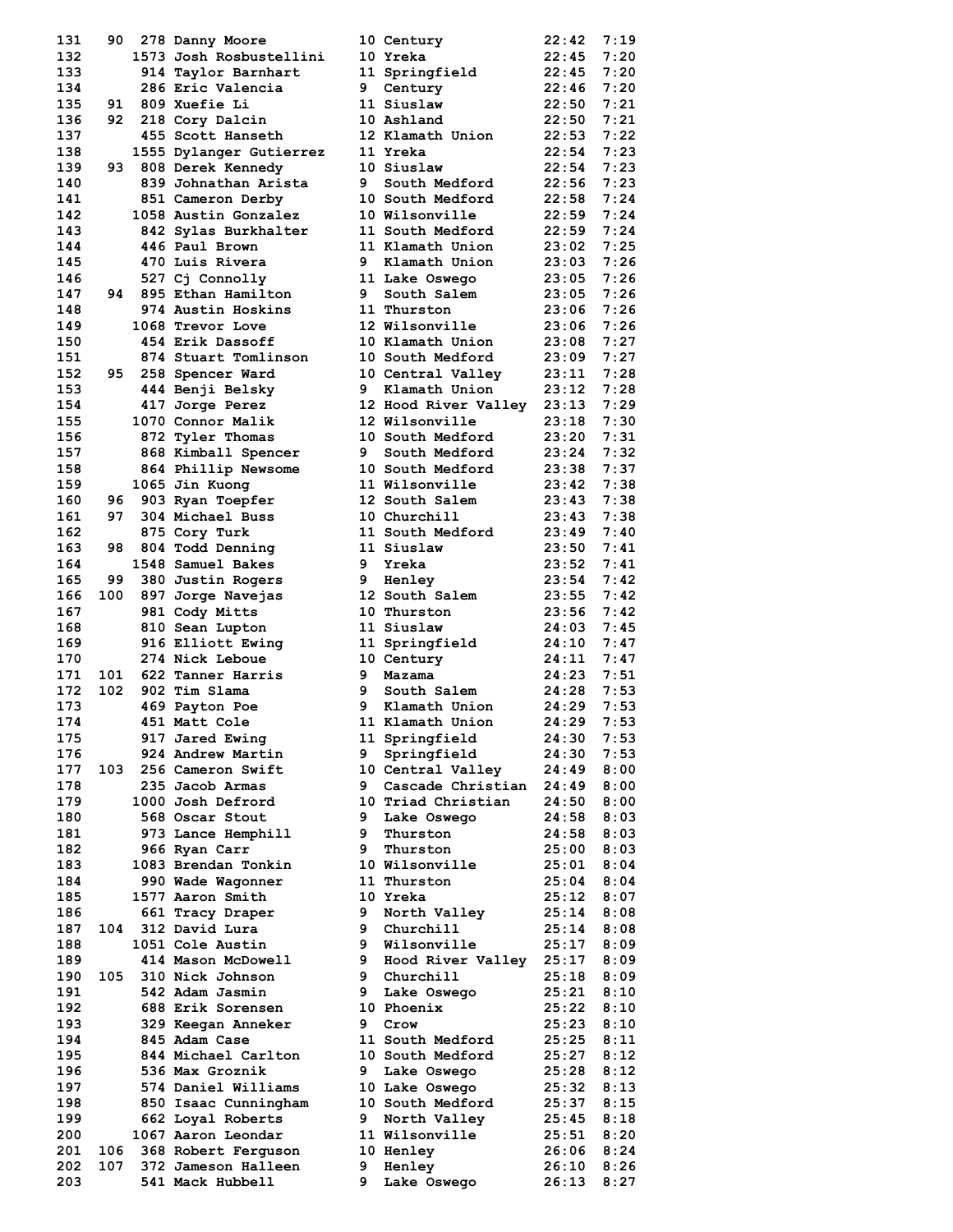| Place | Team Place | Bib | Name | Grade | School | Time | Pace |
|---|---|---|---|---|---|---|---|
| 131 | 90 | 278 | Danny Moore | 10 | Century | 22:42 | 7:19 |
| 132 | | 1573 | Josh Rosbustellini | 10 | Yreka | 22:45 | 7:20 |
| 133 | | 914 | Taylor Barnhart | 11 | Springfield | 22:45 | 7:20 |
| 134 | | 286 | Eric Valencia | 9 | Century | 22:46 | 7:20 |
| 135 | 91 | 809 | Xuefie Li | 11 | Siuslaw | 22:50 | 7:21 |
| 136 | 92 | 218 | Cory Dalcin | 10 | Ashland | 22:50 | 7:21 |
| 137 | | 455 | Scott Hanseth | 12 | Klamath Union | 22:53 | 7:22 |
| 138 | | 1555 | Dylanger Gutierrez | 11 | Yreka | 22:54 | 7:23 |
| 139 | 93 | 808 | Derek Kennedy | 10 | Siuslaw | 22:54 | 7:23 |
| 140 | | 839 | Johnathan Arista | 9 | South Medford | 22:56 | 7:23 |
| 141 | | 851 | Cameron Derby | 10 | South Medford | 22:58 | 7:24 |
| 142 | | 1058 | Austin Gonzalez | 10 | Wilsonville | 22:59 | 7:24 |
| 143 | | 842 | Sylas Burkhalter | 11 | South Medford | 22:59 | 7:24 |
| 144 | | 446 | Paul Brown | 11 | Klamath Union | 23:02 | 7:25 |
| 145 | | 470 | Luis Rivera | 9 | Klamath Union | 23:03 | 7:26 |
| 146 | | 527 | Cj Connolly | 11 | Lake Oswego | 23:05 | 7:26 |
| 147 | 94 | 895 | Ethan Hamilton | 9 | South Salem | 23:05 | 7:26 |
| 148 | | 974 | Austin Hoskins | 11 | Thurston | 23:06 | 7:26 |
| 149 | | 1068 | Trevor Love | 12 | Wilsonville | 23:06 | 7:26 |
| 150 | | 454 | Erik Dassoff | 10 | Klamath Union | 23:08 | 7:27 |
| 151 | | 874 | Stuart Tomlinson | 10 | South Medford | 23:09 | 7:27 |
| 152 | 95 | 258 | Spencer Ward | 10 | Central Valley | 23:11 | 7:28 |
| 153 | | 444 | Benji Belsky | 9 | Klamath Union | 23:12 | 7:28 |
| 154 | | 417 | Jorge Perez | 12 | Hood River Valley | 23:13 | 7:29 |
| 155 | | 1070 | Connor Malik | 12 | Wilsonville | 23:18 | 7:30 |
| 156 | | 872 | Tyler Thomas | 10 | South Medford | 23:20 | 7:31 |
| 157 | | 868 | Kimball Spencer | 9 | South Medford | 23:24 | 7:32 |
| 158 | | 864 | Phillip Newsome | 10 | South Medford | 23:38 | 7:37 |
| 159 | | 1065 | Jin Kuong | 11 | Wilsonville | 23:42 | 7:38 |
| 160 | 96 | 903 | Ryan Toepfer | 12 | South Salem | 23:43 | 7:38 |
| 161 | 97 | 304 | Michael Buss | 10 | Churchill | 23:43 | 7:38 |
| 162 | | 875 | Cory Turk | 11 | South Medford | 23:49 | 7:40 |
| 163 | 98 | 804 | Todd Denning | 11 | Siuslaw | 23:50 | 7:41 |
| 164 | | 1548 | Samuel Bakes | 9 | Yreka | 23:52 | 7:41 |
| 165 | 99 | 380 | Justin Rogers | 9 | Henley | 23:54 | 7:42 |
| 166 | 100 | 897 | Jorge Navejas | 12 | South Salem | 23:55 | 7:42 |
| 167 | | 981 | Cody Mitts | 10 | Thurston | 23:56 | 7:42 |
| 168 | | 810 | Sean Lupton | 11 | Siuslaw | 24:03 | 7:45 |
| 169 | | 916 | Elliott Ewing | 11 | Springfield | 24:10 | 7:47 |
| 170 | | 274 | Nick Leboue | 10 | Century | 24:11 | 7:47 |
| 171 | 101 | 622 | Tanner Harris | 9 | Mazama | 24:23 | 7:51 |
| 172 | 102 | 902 | Tim Slama | 9 | South Salem | 24:28 | 7:53 |
| 173 | | 469 | Payton Poe | 9 | Klamath Union | 24:29 | 7:53 |
| 174 | | 451 | Matt Cole | 11 | Klamath Union | 24:29 | 7:53 |
| 175 | | 917 | Jared Ewing | 11 | Springfield | 24:30 | 7:53 |
| 176 | | 924 | Andrew Martin | 9 | Springfield | 24:30 | 7:53 |
| 177 | 103 | 256 | Cameron Swift | 10 | Central Valley | 24:49 | 8:00 |
| 178 | | 235 | Jacob Armas | 9 | Cascade Christian | 24:49 | 8:00 |
| 179 | | 1000 | Josh Defrord | 10 | Triad Christian | 24:50 | 8:00 |
| 180 | | 568 | Oscar Stout | 9 | Lake Oswego | 24:58 | 8:03 |
| 181 | | 973 | Lance Hemphill | 9 | Thurston | 24:58 | 8:03 |
| 182 | | 966 | Ryan Carr | 9 | Thurston | 25:00 | 8:03 |
| 183 | | 1083 | Brendan Tonkin | 10 | Wilsonville | 25:01 | 8:04 |
| 184 | | 990 | Wade Wagonner | 11 | Thurston | 25:04 | 8:04 |
| 185 | | 1577 | Aaron Smith | 10 | Yreka | 25:12 | 8:07 |
| 186 | | 661 | Tracy Draper | 9 | North Valley | 25:14 | 8:08 |
| 187 | 104 | 312 | David Lura | 9 | Churchill | 25:14 | 8:08 |
| 188 | | 1051 | Cole Austin | 9 | Wilsonville | 25:17 | 8:09 |
| 189 | | 414 | Mason McDowell | 9 | Hood River Valley | 25:17 | 8:09 |
| 190 | 105 | 310 | Nick Johnson | 9 | Churchill | 25:18 | 8:09 |
| 191 | | 542 | Adam Jasmin | 9 | Lake Oswego | 25:21 | 8:10 |
| 192 | | 688 | Erik Sorensen | 10 | Phoenix | 25:22 | 8:10 |
| 193 | | 329 | Keegan Anneker | 9 | Crow | 25:23 | 8:10 |
| 194 | | 845 | Adam Case | 11 | South Medford | 25:25 | 8:11 |
| 195 | | 844 | Michael Carlton | 10 | South Medford | 25:27 | 8:12 |
| 196 | | 536 | Max Groznik | 9 | Lake Oswego | 25:28 | 8:12 |
| 197 | | 574 | Daniel Williams | 10 | Lake Oswego | 25:32 | 8:13 |
| 198 | | 850 | Isaac Cunningham | 10 | South Medford | 25:37 | 8:15 |
| 199 | | 662 | Loyal Roberts | 9 | North Valley | 25:45 | 8:18 |
| 200 | | 1067 | Aaron Leondar | 11 | Wilsonville | 25:51 | 8:20 |
| 201 | 106 | 368 | Robert Ferguson | 10 | Henley | 26:06 | 8:24 |
| 202 | 107 | 372 | Jameson Halleen | 9 | Henley | 26:10 | 8:26 |
| 203 | | 541 | Mack Hubbell | 9 | Lake Oswego | 26:13 | 8:27 |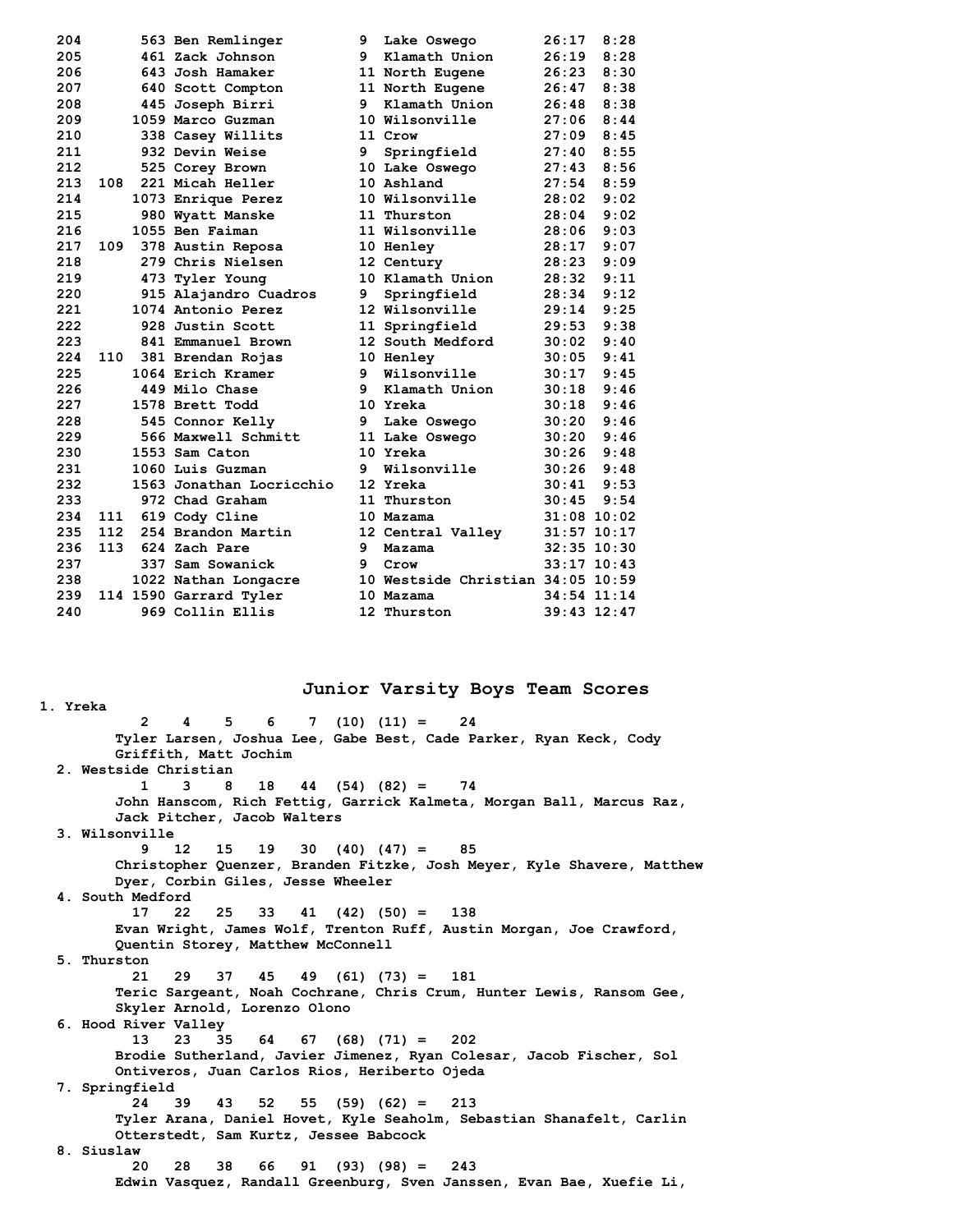| Place | Team Place | No. | Name | Yr | School | Time | Pace |
|---|---|---|---|---|---|---|---|
| 204 | | 563 | Ben Remlinger | 9 | Lake Oswego | 26:17 | 8:28 |
| 205 | | 461 | Zack Johnson | 9 | Klamath Union | 26:19 | 8:28 |
| 206 | | 643 | Josh Hamaker | 11 | North Eugene | 26:23 | 8:30 |
| 207 | | 640 | Scott Compton | 11 | North Eugene | 26:47 | 8:38 |
| 208 | | 445 | Joseph Birri | 9 | Klamath Union | 26:48 | 8:38 |
| 209 | | 1059 | Marco Guzman | 10 | Wilsonville | 27:06 | 8:44 |
| 210 | | 338 | Casey Willits | 11 | Crow | 27:09 | 8:45 |
| 211 | | 932 | Devin Weise | 9 | Springfield | 27:40 | 8:55 |
| 212 | | 525 | Corey Brown | 10 | Lake Oswego | 27:43 | 8:56 |
| 213 | 108 | 221 | Micah Heller | 10 | Ashland | 27:54 | 8:59 |
| 214 | | 1073 | Enrique Perez | 10 | Wilsonville | 28:02 | 9:02 |
| 215 | | 980 | Wyatt Manske | 11 | Thurston | 28:04 | 9:02 |
| 216 | | 1055 | Ben Faiman | 11 | Wilsonville | 28:06 | 9:03 |
| 217 | 109 | 378 | Austin Reposa | 10 | Henley | 28:17 | 9:07 |
| 218 | | 279 | Chris Nielsen | 12 | Century | 28:23 | 9:09 |
| 219 | | 473 | Tyler Young | 10 | Klamath Union | 28:32 | 9:11 |
| 220 | | 915 | Alajandro Cuadros | 9 | Springfield | 28:34 | 9:12 |
| 221 | | 1074 | Antonio Perez | 12 | Wilsonville | 29:14 | 9:25 |
| 222 | | 928 | Justin Scott | 11 | Springfield | 29:53 | 9:38 |
| 223 | | 841 | Emmanuel Brown | 12 | South Medford | 30:02 | 9:40 |
| 224 | 110 | 381 | Brendan Rojas | 10 | Henley | 30:05 | 9:41 |
| 225 | | 1064 | Erich Kramer | 9 | Wilsonville | 30:17 | 9:45 |
| 226 | | 449 | Milo Chase | 9 | Klamath Union | 30:18 | 9:46 |
| 227 | | 1578 | Brett Todd | 10 | Yreka | 30:18 | 9:46 |
| 228 | | 545 | Connor Kelly | 9 | Lake Oswego | 30:20 | 9:46 |
| 229 | | 566 | Maxwell Schmitt | 11 | Lake Oswego | 30:20 | 9:46 |
| 230 | | 1553 | Sam Caton | 10 | Yreka | 30:26 | 9:48 |
| 231 | | 1060 | Luis Guzman | 9 | Wilsonville | 30:26 | 9:48 |
| 232 | | 1563 | Jonathan Locricchio | 12 | Yreka | 30:41 | 9:53 |
| 233 | | 972 | Chad Graham | 11 | Thurston | 30:45 | 9:54 |
| 234 | 111 | 619 | Cody Cline | 10 | Mazama | 31:08 | 10:02 |
| 235 | 112 | 254 | Brandon Martin | 12 | Central Valley | 31:57 | 10:17 |
| 236 | 113 | 624 | Zach Pare | 9 | Mazama | 32:35 | 10:30 |
| 237 | | 337 | Sam Sowanick | 9 | Crow | 33:17 | 10:43 |
| 238 | | 1022 | Nathan Longacre | 10 | Westside Christian | 34:05 | 10:59 |
| 239 | 114 | 1590 | Garrard Tyler | 10 | Mazama | 34:54 | 11:14 |
| 240 | | 969 | Collin Ellis | 12 | Thurston | 39:43 | 12:47 |

## Junior Varsity Boys Team Scores

1. Yreka
   2 4 5 6 7 (10) (11) = 24
   Tyler Larsen, Joshua Lee, Gabe Best, Cade Parker, Ryan Keck, Cody Griffith, Matt Jochim
2. Westside Christian
   1 3 8 18 44 (54) (82) = 74
   John Hanscom, Rich Fettig, Garrick Kalmeta, Morgan Ball, Marcus Raz, Jack Pitcher, Jacob Walters
3. Wilsonville
   9 12 15 19 30 (40) (47) = 85
   Christopher Quenzer, Branden Fitzke, Josh Meyer, Kyle Shavere, Matthew Dyer, Corbin Giles, Jesse Wheeler
4. South Medford
   17 22 25 33 41 (42) (50) = 138
   Evan Wright, James Wolf, Trenton Ruff, Austin Morgan, Joe Crawford, Quentin Storey, Matthew McConnell
5. Thurston
   21 29 37 45 49 (61) (73) = 181
   Teric Sargeant, Noah Cochrane, Chris Crum, Hunter Lewis, Ransom Gee, Skyler Arnold, Lorenzo Olono
6. Hood River Valley
   13 23 35 64 67 (68) (71) = 202
   Brodie Sutherland, Javier Jimenez, Ryan Colesar, Jacob Fischer, Sol Ontiveros, Juan Carlos Rios, Heriberto Ojeda
7. Springfield
   24 39 43 52 55 (59) (62) = 213
   Tyler Arana, Daniel Hovet, Kyle Seaholm, Sebastian Shanafelt, Carlin Otterstedt, Sam Kurtz, Jessee Babcock
8. Siuslaw
   20 28 38 66 91 (93) (98) = 243
   Edwin Vasquez, Randall Greenburg, Sven Janssen, Evan Bae, Xuefie Li,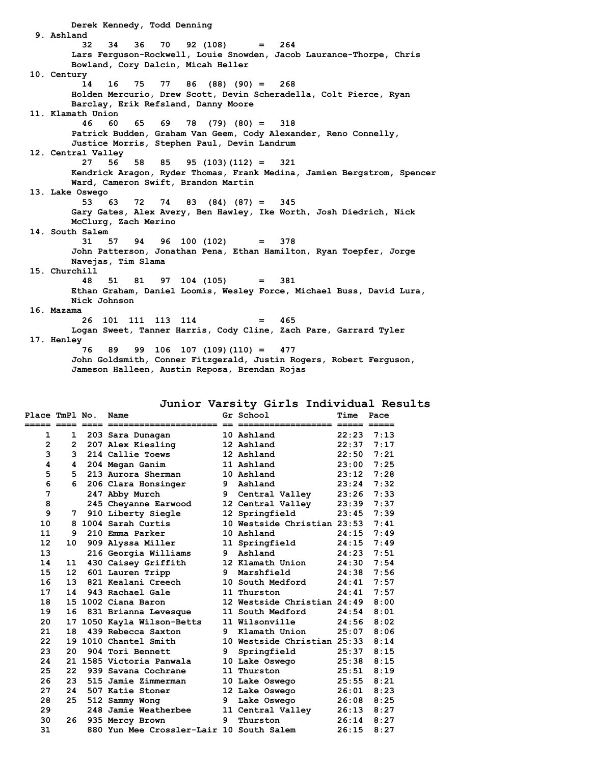Derek Kennedy, Todd Denning

9. Ashland
   32 34 36 70 92 (108) = 264
   Lars Ferguson-Rockwell, Louie Snowden, Jacob Laurance-Thorpe, Chris Bowland, Cory Dalcin, Micah Heller

10. Century
   14 16 75 77 86 (88) (90) = 268
   Holden Mercurio, Drew Scott, Devin Scheradella, Colt Pierce, Ryan Barclay, Erik Refsland, Danny Moore

11. Klamath Union
   46 60 65 69 78 (79) (80) = 318
   Patrick Budden, Graham Van Geem, Cody Alexander, Reno Connelly, Justice Morris, Stephen Paul, Devin Landrum

12. Central Valley
   27 56 58 85 95 (103)(112) = 321
   Kendrick Aragon, Ryder Thomas, Frank Medina, Jamien Bergstrom, Spencer Ward, Cameron Swift, Brandon Martin

13. Lake Oswego
   53 63 72 74 83 (84) (87) = 345
   Gary Gates, Alex Avery, Ben Hawley, Ike Worth, Josh Diedrich, Nick McClurg, Zach Merino

14. South Salem
   31 57 94 96 100 (102) = 378
   John Patterson, Jonathan Pena, Ethan Hamilton, Ryan Toepfer, Jorge Navejas, Tim Slama

15. Churchill
   48 51 81 97 104 (105) = 381
   Ethan Graham, Daniel Loomis, Wesley Force, Michael Buss, David Lura, Nick Johnson

16. Mazama
   26 101 111 113 114 = 465
   Logan Sweet, Tanner Harris, Cody Cline, Zach Pare, Garrard Tyler

17. Henley
   76 89 99 106 107 (109)(110) = 477
   John Goldsmith, Conner Fitzgerald, Justin Rogers, Robert Ferguson, Jameson Halleen, Austin Reposa, Brendan Rojas

## Junior Varsity Girls Individual Results

| Place | TmPl | No. | Name | Gr | School | Time | Pace |
|---|---|---|---|---|---|---|---|
| 1 | 1 | 203 | Sara Dunagan | 10 | Ashland | 22:23 | 7:13 |
| 2 | 2 | 207 | Alex Kiesling | 12 | Ashland | 22:37 | 7:17 |
| 3 | 3 | 214 | Callie Toews | 12 | Ashland | 22:50 | 7:21 |
| 4 | 4 | 204 | Megan Ganim | 11 | Ashland | 23:00 | 7:25 |
| 5 | 5 | 213 | Aurora Sherman | 10 | Ashland | 23:12 | 7:28 |
| 6 | 6 | 206 | Clara Honsinger | 9 | Ashland | 23:24 | 7:32 |
| 7 | | 247 | Abby Murch | 9 | Central Valley | 23:26 | 7:33 |
| 8 | | 245 | Cheyanne Earwood | 12 | Central Valley | 23:39 | 7:37 |
| 9 | 7 | 910 | Liberty Siegle | 12 | Springfield | 23:45 | 7:39 |
| 10 | 8 | 1004 | Sarah Curtis | 10 | Westside Christian | 23:53 | 7:41 |
| 11 | 9 | 210 | Emma Parker | 10 | Ashland | 24:15 | 7:49 |
| 12 | 10 | 909 | Alyssa Miller | 11 | Springfield | 24:15 | 7:49 |
| 13 | | 216 | Georgia Williams | 9 | Ashland | 24:23 | 7:51 |
| 14 | 11 | 430 | Caisey Griffith | 12 | Klamath Union | 24:30 | 7:54 |
| 15 | 12 | 601 | Lauren Tripp | 9 | Marshfield | 24:38 | 7:56 |
| 16 | 13 | 821 | Kealani Creech | 10 | South Medford | 24:41 | 7:57 |
| 17 | 14 | 943 | Rachael Gale | 11 | Thurston | 24:41 | 7:57 |
| 18 | 15 | 1002 | Ciana Baron | 12 | Westside Christian | 24:49 | 8:00 |
| 19 | 16 | 831 | Brianna Levesque | 11 | South Medford | 24:54 | 8:01 |
| 20 | 17 | 1050 | Kayla Wilson-Betts | 11 | Wilsonville | 24:56 | 8:02 |
| 21 | 18 | 439 | Rebecca Saxton | 9 | Klamath Union | 25:07 | 8:06 |
| 22 | 19 | 1010 | Chantel Smith | 10 | Westside Christian | 25:33 | 8:14 |
| 23 | 20 | 904 | Tori Bennett | 9 | Springfield | 25:37 | 8:15 |
| 24 | 21 | 1585 | Victoria Panwala | 10 | Lake Oswego | 25:38 | 8:15 |
| 25 | 22 | 939 | Savana Cochrane | 11 | Thurston | 25:51 | 8:19 |
| 26 | 23 | 515 | Jamie Zimmerman | 10 | Lake Oswego | 25:55 | 8:21 |
| 27 | 24 | 507 | Katie Stoner | 12 | Lake Oswego | 26:01 | 8:23 |
| 28 | 25 | 512 | Sammy Wong | 9 | Lake Oswego | 26:08 | 8:25 |
| 29 | | 248 | Jamie Weatherbee | 11 | Central Valley | 26:13 | 8:27 |
| 30 | 26 | 935 | Mercy Brown | 9 | Thurston | 26:14 | 8:27 |
| 31 | | 880 | Yun Mee Crossler-Lair | 10 | South Salem | 26:15 | 8:27 |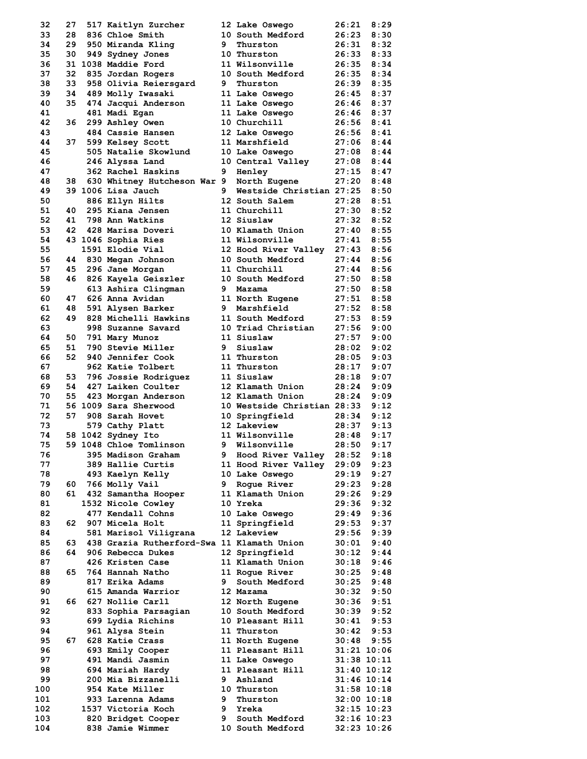| Place | Team Place | Bib | Name | Yr | School | Time | Pace |
|---|---|---|---|---|---|---|---|
| 32 | 27 | 517 | Kaitlyn Zurcher | 12 | Lake Oswego | 26:21 | 8:29 |
| 33 | 28 | 836 | Chloe Smith | 10 | South Medford | 26:23 | 8:30 |
| 34 | 29 | 950 | Miranda Kling | 9 | Thurston | 26:31 | 8:32 |
| 35 | 30 | 949 | Sydney Jones | 10 | Thurston | 26:33 | 8:33 |
| 36 | 31 | 1038 | Maddie Ford | 11 | Wilsonville | 26:35 | 8:34 |
| 37 | 32 | 835 | Jordan Rogers | 10 | South Medford | 26:35 | 8:34 |
| 38 | 33 | 958 | Olivia Reiersgard | 9 | Thurston | 26:39 | 8:35 |
| 39 | 34 | 489 | Molly Iwasaki | 11 | Lake Oswego | 26:45 | 8:37 |
| 40 | 35 | 474 | Jacqui Anderson | 11 | Lake Oswego | 26:46 | 8:37 |
| 41 | | 481 | Madi Egan | 11 | Lake Oswego | 26:46 | 8:37 |
| 42 | 36 | 299 | Ashley Owen | 10 | Churchill | 26:56 | 8:41 |
| 43 | | 484 | Cassie Hansen | 12 | Lake Oswego | 26:56 | 8:41 |
| 44 | 37 | 599 | Kelsey Scott | 11 | Marshfield | 27:06 | 8:44 |
| 45 | | 505 | Natalie Skowlund | 10 | Lake Oswego | 27:08 | 8:44 |
| 46 | | 246 | Alyssa Land | 10 | Central Valley | 27:08 | 8:44 |
| 47 | | 362 | Rachel Haskins | 9 | Henley | 27:15 | 8:47 |
| 48 | 38 | 630 | Whitney Hutcheson War | 9 | North Eugene | 27:20 | 8:48 |
| 49 | 39 | 1006 | Lisa Jauch | 9 | Westside Christian | 27:25 | 8:50 |
| 50 | | 886 | Ellyn Hilts | 12 | South Salem | 27:28 | 8:51 |
| 51 | 40 | 295 | Kiana Jensen | 11 | Churchill | 27:30 | 8:52 |
| 52 | 41 | 798 | Ann Watkins | 12 | Siuslaw | 27:32 | 8:52 |
| 53 | 42 | 428 | Marisa Doveri | 10 | Klamath Union | 27:40 | 8:55 |
| 54 | 43 | 1046 | Sophia Ries | 11 | Wilsonville | 27:41 | 8:55 |
| 55 | | 1591 | Elodie Vial | 12 | Hood River Valley | 27:43 | 8:56 |
| 56 | 44 | 830 | Megan Johnson | 10 | South Medford | 27:44 | 8:56 |
| 57 | 45 | 296 | Jane Morgan | 11 | Churchill | 27:44 | 8:56 |
| 58 | 46 | 826 | Kayela Geiszler | 10 | South Medford | 27:50 | 8:58 |
| 59 | | 613 | Ashira Clingman | 9 | Mazama | 27:50 | 8:58 |
| 60 | 47 | 626 | Anna Avidan | 11 | North Eugene | 27:51 | 8:58 |
| 61 | 48 | 591 | Alysen Barker | 9 | Marshfield | 27:52 | 8:58 |
| 62 | 49 | 828 | Michelli Hawkins | 11 | South Medford | 27:53 | 8:59 |
| 63 | | 998 | Suzanne Savard | 10 | Triad Christian | 27:56 | 9:00 |
| 64 | 50 | 791 | Mary Munoz | 11 | Siuslaw | 27:57 | 9:00 |
| 65 | 51 | 790 | Stevie Miller | 9 | Siuslaw | 28:02 | 9:02 |
| 66 | 52 | 940 | Jennifer Cook | 11 | Thurston | 28:05 | 9:03 |
| 67 | | 962 | Katie Tolbert | 11 | Thurston | 28:17 | 9:07 |
| 68 | 53 | 796 | Jossie Rodriguez | 11 | Siuslaw | 28:18 | 9:07 |
| 69 | 54 | 427 | Laiken Coulter | 12 | Klamath Union | 28:24 | 9:09 |
| 70 | 55 | 423 | Morgan Anderson | 12 | Klamath Union | 28:24 | 9:09 |
| 71 | 56 | 1009 | Sara Sherwood | 10 | Westside Christian | 28:33 | 9:12 |
| 72 | 57 | 908 | Sarah Hovet | 10 | Springfield | 28:34 | 9:12 |
| 73 | | 579 | Cathy Platt | 12 | Lakeview | 28:37 | 9:13 |
| 74 | 58 | 1042 | Sydney Ito | 11 | Wilsonville | 28:48 | 9:17 |
| 75 | 59 | 1048 | Chloe Tomlinson | 9 | Wilsonville | 28:50 | 9:17 |
| 76 | | 395 | Madison Graham | 9 | Hood River Valley | 28:52 | 9:18 |
| 77 | | 389 | Hallie Curtis | 11 | Hood River Valley | 29:09 | 9:23 |
| 78 | | 493 | Kaelyn Kelly | 10 | Lake Oswego | 29:19 | 9:27 |
| 79 | 60 | 766 | Molly Vail | 9 | Rogue River | 29:23 | 9:28 |
| 80 | 61 | 432 | Samantha Hooper | 11 | Klamath Union | 29:26 | 9:29 |
| 81 | | 1532 | Nicole Cowley | 10 | Yreka | 29:36 | 9:32 |
| 82 | | 477 | Kendall Cohns | 10 | Lake Oswego | 29:49 | 9:36 |
| 83 | 62 | 907 | Micela Holt | 11 | Springfield | 29:53 | 9:37 |
| 84 | | 581 | Marisol Viligrana | 12 | Lakeview | 29:56 | 9:39 |
| 85 | 63 | 438 | Grazia Rutherford-Swa | 11 | Klamath Union | 30:01 | 9:40 |
| 86 | 64 | 906 | Rebecca Dukes | 12 | Springfield | 30:12 | 9:44 |
| 87 | | 426 | Kristen Case | 11 | Klamath Union | 30:18 | 9:46 |
| 88 | 65 | 764 | Hannah Natho | 11 | Rogue River | 30:25 | 9:48 |
| 89 | | 817 | Erika Adams | 9 | South Medford | 30:25 | 9:48 |
| 90 | | 615 | Amanda Warrior | 12 | Mazama | 30:32 | 9:50 |
| 91 | 66 | 627 | Nollie Carll | 12 | North Eugene | 30:36 | 9:51 |
| 92 | | 833 | Sophia Parsagian | 10 | South Medford | 30:39 | 9:52 |
| 93 | | 699 | Lydia Richins | 10 | Pleasant Hill | 30:41 | 9:53 |
| 94 | | 961 | Alysa Stein | 11 | Thurston | 30:42 | 9:53 |
| 95 | 67 | 628 | Katie Crass | 11 | North Eugene | 30:48 | 9:55 |
| 96 | | 693 | Emily Cooper | 11 | Pleasant Hill | 31:21 | 10:06 |
| 97 | | 491 | Mandi Jasmin | 11 | Lake Oswego | 31:38 | 10:11 |
| 98 | | 694 | Mariah Hardy | 11 | Pleasant Hill | 31:40 | 10:12 |
| 99 | | 200 | Mia Bizzanelli | 9 | Ashland | 31:46 | 10:14 |
| 100 | | 954 | Kate Miller | 10 | Thurston | 31:58 | 10:18 |
| 101 | | 933 | Larenna Adams | 9 | Thurston | 32:00 | 10:18 |
| 102 | | 1537 | Victoria Koch | 9 | Yreka | 32:15 | 10:23 |
| 103 | | 820 | Bridget Cooper | 9 | South Medford | 32:16 | 10:23 |
| 104 | | 838 | Jamie Wimmer | 10 | South Medford | 32:23 | 10:26 |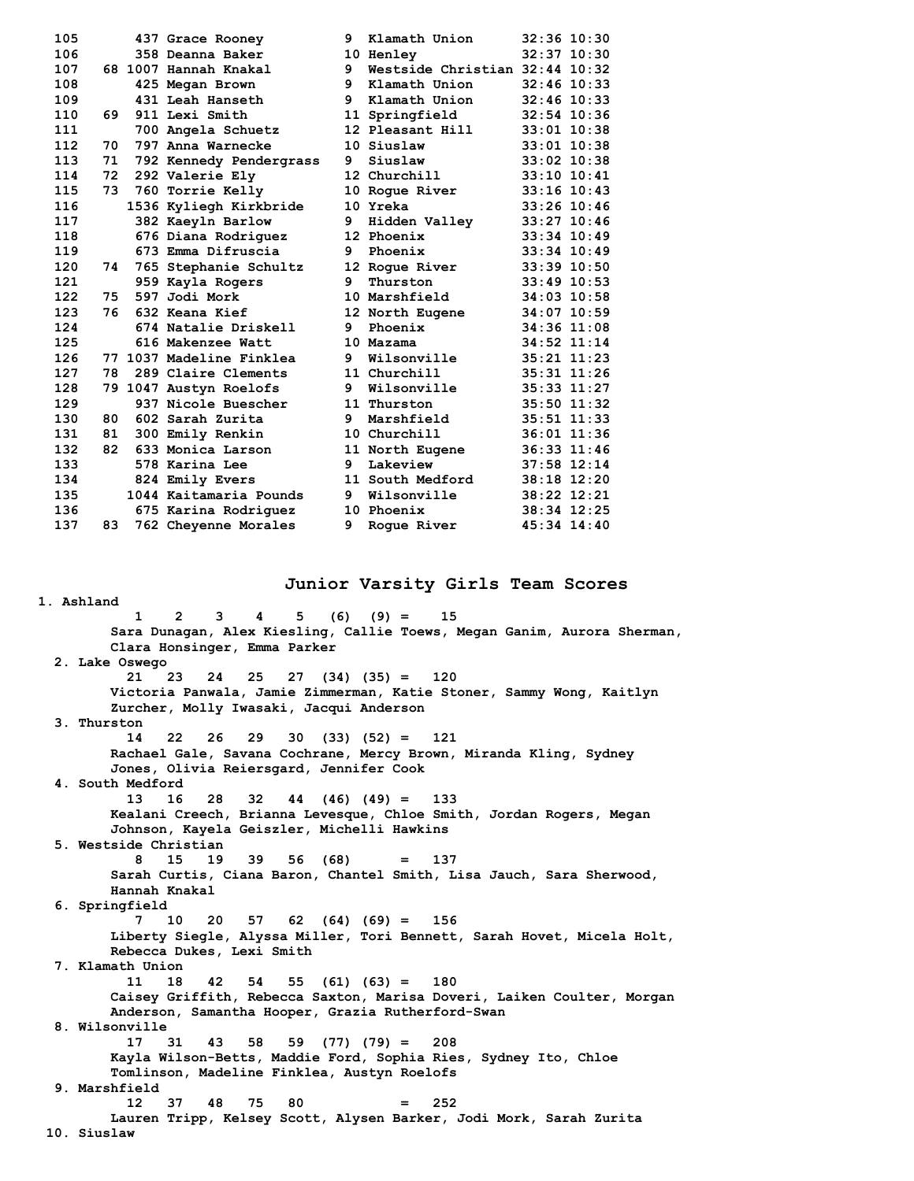| Place | Team Place | Bib | Name | Yr | School | Time | Pace |
|---|---|---|---|---|---|---|---|
| 105 | | 437 | Grace Rooney | 9 | Klamath Union | 32:36 | 10:30 |
| 106 | | 358 | Deanna Baker | 10 | Henley | 32:37 | 10:30 |
| 107 | 68 | 1007 | Hannah Knakal | 9 | Westside Christian | 32:44 | 10:32 |
| 108 | | 425 | Megan Brown | 9 | Klamath Union | 32:46 | 10:33 |
| 109 | | 431 | Leah Hanseth | 9 | Klamath Union | 32:46 | 10:33 |
| 110 | 69 | 911 | Lexi Smith | 11 | Springfield | 32:54 | 10:36 |
| 111 | | 700 | Angela Schuetz | 12 | Pleasant Hill | 33:01 | 10:38 |
| 112 | 70 | 797 | Anna Warnecke | 10 | Siuslaw | 33:01 | 10:38 |
| 113 | 71 | 792 | Kennedy Pendergrass | 9 | Siuslaw | 33:02 | 10:38 |
| 114 | 72 | 292 | Valerie Ely | 12 | Churchill | 33:10 | 10:41 |
| 115 | 73 | 760 | Torrie Kelly | 10 | Rogue River | 33:16 | 10:43 |
| 116 | | 1536 | Kyliegh Kirkbride | 10 | Yreka | 33:26 | 10:46 |
| 117 | | 382 | Kaeyln Barlow | 9 | Hidden Valley | 33:27 | 10:46 |
| 118 | | 676 | Diana Rodriguez | 12 | Phoenix | 33:34 | 10:49 |
| 119 | | 673 | Emma Difruscia | 9 | Phoenix | 33:34 | 10:49 |
| 120 | 74 | 765 | Stephanie Schultz | 12 | Rogue River | 33:39 | 10:50 |
| 121 | | 959 | Kayla Rogers | 9 | Thurston | 33:49 | 10:53 |
| 122 | 75 | 597 | Jodi Mork | 10 | Marshfield | 34:03 | 10:58 |
| 123 | 76 | 632 | Keana Kief | 12 | North Eugene | 34:07 | 10:59 |
| 124 | | 674 | Natalie Driskell | 9 | Phoenix | 34:36 | 11:08 |
| 125 | | 616 | Makenzee Watt | 10 | Mazama | 34:52 | 11:14 |
| 126 | 77 | 1037 | Madeline Finklea | 9 | Wilsonville | 35:21 | 11:23 |
| 127 | 78 | 289 | Claire Clements | 11 | Churchill | 35:31 | 11:26 |
| 128 | 79 | 1047 | Austyn Roelofs | 9 | Wilsonville | 35:33 | 11:27 |
| 129 | | 937 | Nicole Buescher | 11 | Thurston | 35:50 | 11:32 |
| 130 | 80 | 602 | Sarah Zurita | 9 | Marshfield | 35:51 | 11:33 |
| 131 | 81 | 300 | Emily Renkin | 10 | Churchill | 36:01 | 11:36 |
| 132 | 82 | 633 | Monica Larson | 11 | North Eugene | 36:33 | 11:46 |
| 133 | | 578 | Karina Lee | 9 | Lakeview | 37:58 | 12:14 |
| 134 | | 824 | Emily Evers | 11 | South Medford | 38:18 | 12:20 |
| 135 | | 1044 | Kaitamaria Pounds | 9 | Wilsonville | 38:22 | 12:21 |
| 136 | | 675 | Karina Rodriguez | 10 | Phoenix | 38:34 | 12:25 |
| 137 | 83 | 762 | Cheyenne Morales | 9 | Rogue River | 45:34 | 14:40 |

## Junior Varsity Girls Team Scores

1. Ashland
   1 2 3 4 5 (6) (9) = 15
   Sara Dunagan, Alex Kiesling, Callie Toews, Megan Ganim, Aurora Sherman, Clara Honsinger, Emma Parker
2. Lake Oswego
   21 23 24 25 27 (34) (35) = 120
   Victoria Panwala, Jamie Zimmerman, Katie Stoner, Sammy Wong, Kaitlyn Zurcher, Molly Iwasaki, Jacqui Anderson
3. Thurston
   14 22 26 29 30 (33) (52) = 121
   Rachael Gale, Savana Cochrane, Mercy Brown, Miranda Kling, Sydney Jones, Olivia Reiersgard, Jennifer Cook
4. South Medford
   13 16 28 32 44 (46) (49) = 133
   Kealani Creech, Brianna Levesque, Chloe Smith, Jordan Rogers, Megan Johnson, Kayela Geiszler, Michelli Hawkins
5. Westside Christian
   8 15 19 39 56 (68) = 137
   Sarah Curtis, Ciana Baron, Chantel Smith, Lisa Jauch, Sara Sherwood, Hannah Knakal
6. Springfield
   7 10 20 57 62 (64) (69) = 156
   Liberty Siegle, Alyssa Miller, Tori Bennett, Sarah Hovet, Micela Holt, Rebecca Dukes, Lexi Smith
7. Klamath Union
   11 18 42 54 55 (61) (63) = 180
   Caisey Griffith, Rebecca Saxton, Marisa Doveri, Laiken Coulter, Morgan Anderson, Samantha Hooper, Grazia Rutherford-Swan
8. Wilsonville
   17 31 43 58 59 (77) (79) = 208
   Kayla Wilson-Betts, Maddie Ford, Sophia Ries, Sydney Ito, Chloe Tomlinson, Madeline Finklea, Austyn Roelofs
9. Marshfield
   12 37 48 75 80 = 252
   Lauren Tripp, Kelsey Scott, Alysen Barker, Jodi Mork, Sarah Zurita
10. Siuslaw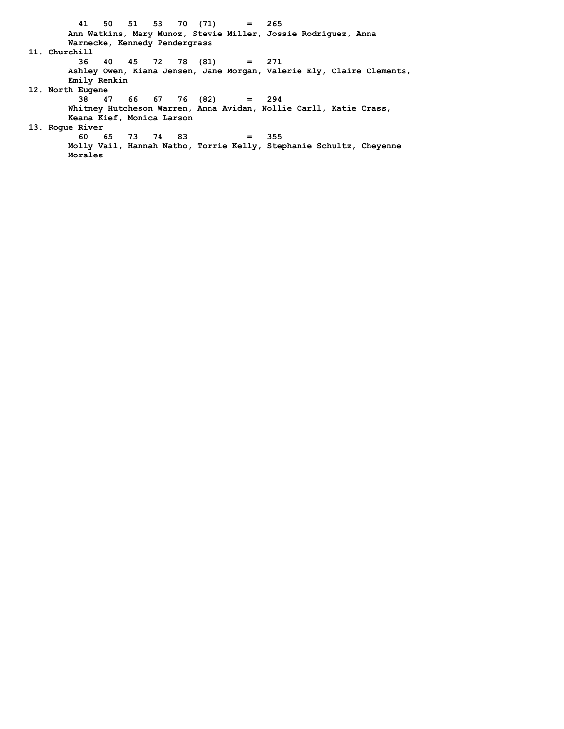```
         41   50   51   53   70  (71)      =   265
       Ann Watkins, Mary Munoz, Stevie Miller, Jossie Rodriguez, Anna
       Warnecke, Kennedy Pendergrass
11. Churchill
         36   40   45   72   78  (81)      =   271
       Ashley Owen, Kiana Jensen, Jane Morgan, Valerie Ely, Claire Clements,
       Emily Renkin
12. North Eugene
         38   47   66   67   76  (82)      =   294
       Whitney Hutcheson Warren, Anna Avidan, Nollie Carll, Katie Crass,
       Keana Kief, Monica Larson
13. Rogue River
         60   65   73   74   83            =   355
       Molly Vail, Hannah Natho, Torrie Kelly, Stephanie Schultz, Cheyenne
       Morales
```